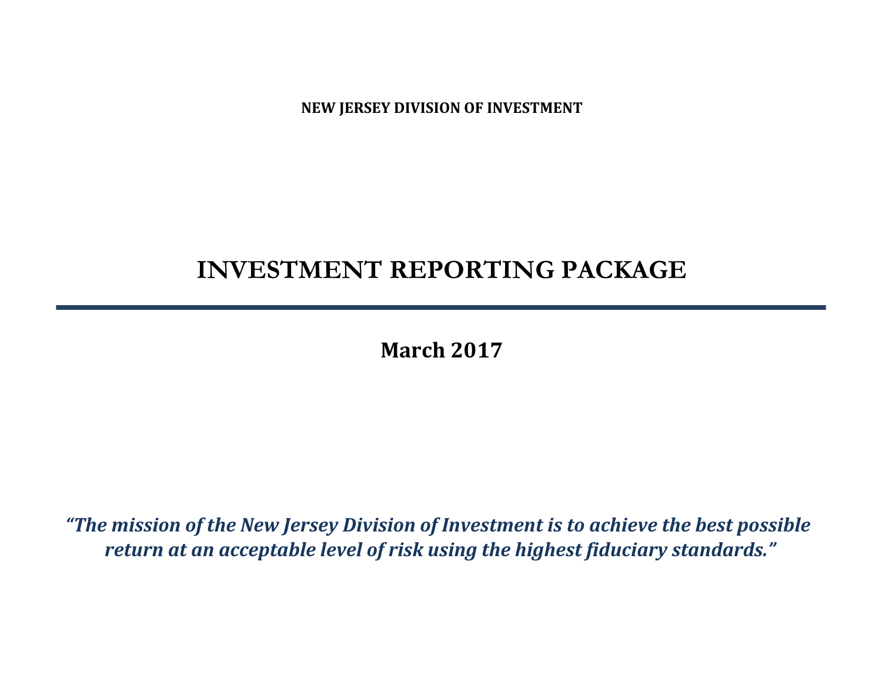**NEW JERSEY DIVISION OF INVESTMENT**

# INVESTMENT REPORTING PACKAGE

---

**March 2017**

***"The mission of the New Jersey Division of Investment is to achieve the best possible return at an acceptable level of risk using the highest fiduciary standards."***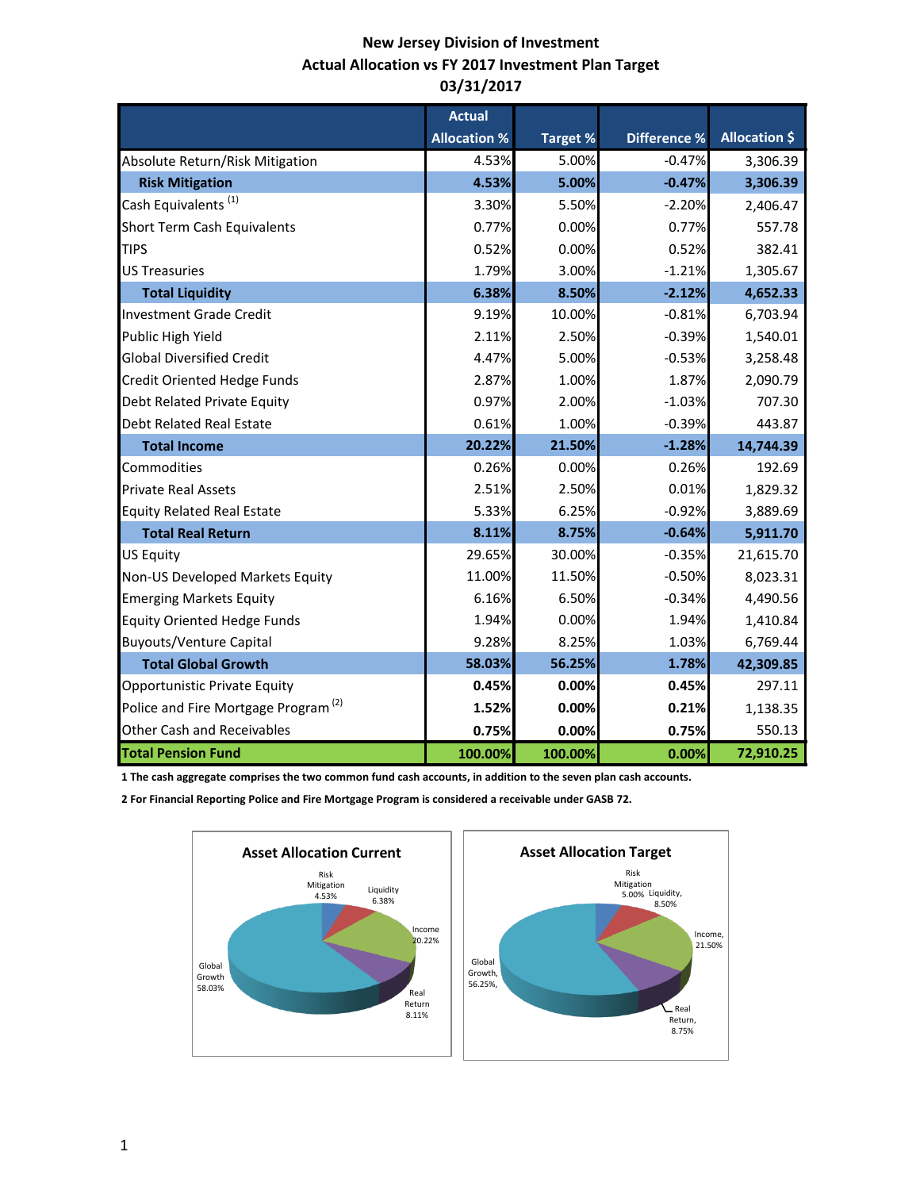# New Jersey Division of Investment
## Actual Allocation vs FY 2017 Investment Plan Target
## 03/31/2017

| | Actual Allocation % | Target % | Difference % | Allocation $ |
|---|---|---|---|---|
| Absolute Return/Risk Mitigation | 4.53% | 5.00% | -0.47% | 3,306.39 |
| **Risk Mitigation** | **4.53%** | **5.00%** | **-0.47%** | **3,306.39** |
| Cash Equivalents [1] | 3.30% | 5.50% | -2.20% | 2,406.47 |
| Short Term Cash Equivalents | 0.77% | 0.00% | 0.77% | 557.78 |
| TIPS | 0.52% | 0.00% | 0.52% | 382.41 |
| US Treasuries | 1.79% | 3.00% | -1.21% | 1,305.67 |
| **Total Liquidity** | **6.38%** | **8.50%** | **-2.12%** | **4,652.33** |
| Investment Grade Credit | 9.19% | 10.00% | -0.81% | 6,703.94 |
| Public High Yield | 2.11% | 2.50% | -0.39% | 1,540.01 |
| Global Diversified Credit | 4.47% | 5.00% | -0.53% | 3,258.48 |
| Credit Oriented Hedge Funds | 2.87% | 1.00% | 1.87% | 2,090.79 |
| Debt Related Private Equity | 0.97% | 2.00% | -1.03% | 707.30 |
| Debt Related Real Estate | 0.61% | 1.00% | -0.39% | 443.87 |
| **Total Income** | **20.22%** | **21.50%** | **-1.28%** | **14,744.39** |
| Commodities | 0.26% | 0.00% | 0.26% | 192.69 |
| Private Real Assets | 2.51% | 2.50% | 0.01% | 1,829.32 |
| Equity Related Real Estate | 5.33% | 6.25% | -0.92% | 3,889.69 |
| **Total Real Return** | **8.11%** | **8.75%** | **-0.64%** | **5,911.70** |
| US Equity | 29.65% | 30.00% | -0.35% | 21,615.70 |
| Non-US Developed Markets Equity | 11.00% | 11.50% | -0.50% | 8,023.31 |
| Emerging Markets Equity | 6.16% | 6.50% | -0.34% | 4,490.56 |
| Equity Oriented Hedge Funds | 1.94% | 0.00% | 1.94% | 1,410.84 |
| Buyouts/Venture Capital | 9.28% | 8.25% | 1.03% | 6,769.44 |
| **Total Global Growth** | **58.03%** | **56.25%** | **1.78%** | **42,309.85** |
| Opportunistic Private Equity | **0.45%** | **0.00%** | **0.45%** | 297.11 |
| Police and Fire Mortgage Program [2] | **1.52%** | **0.00%** | **0.21%** | 1,138.35 |
| Other Cash and Receivables | **0.75%** | **0.00%** | **0.75%** | 550.13 |
| **Total Pension Fund** | **100.00%** | **100.00%** | **0.00%** | **72,910.25** |

**1 The cash aggregate comprises the two common fund cash accounts, in addition to the seven plan cash accounts.**

**2 For Financial Reporting Police and Fire Mortgage Program is considered a receivable under GASB 72.**

**Asset Allocation Current**

Risk Mitigation 4.53%; Liquidity 6.38%; Income 20.22%; Real Return 8.11%; Global Growth 58.03%

**Asset Allocation Target**

Risk Mitigation 5.00%; Liquidity, 8.50%; Income, 21.50%; Real Return, 8.75%; Global Growth, 56.25%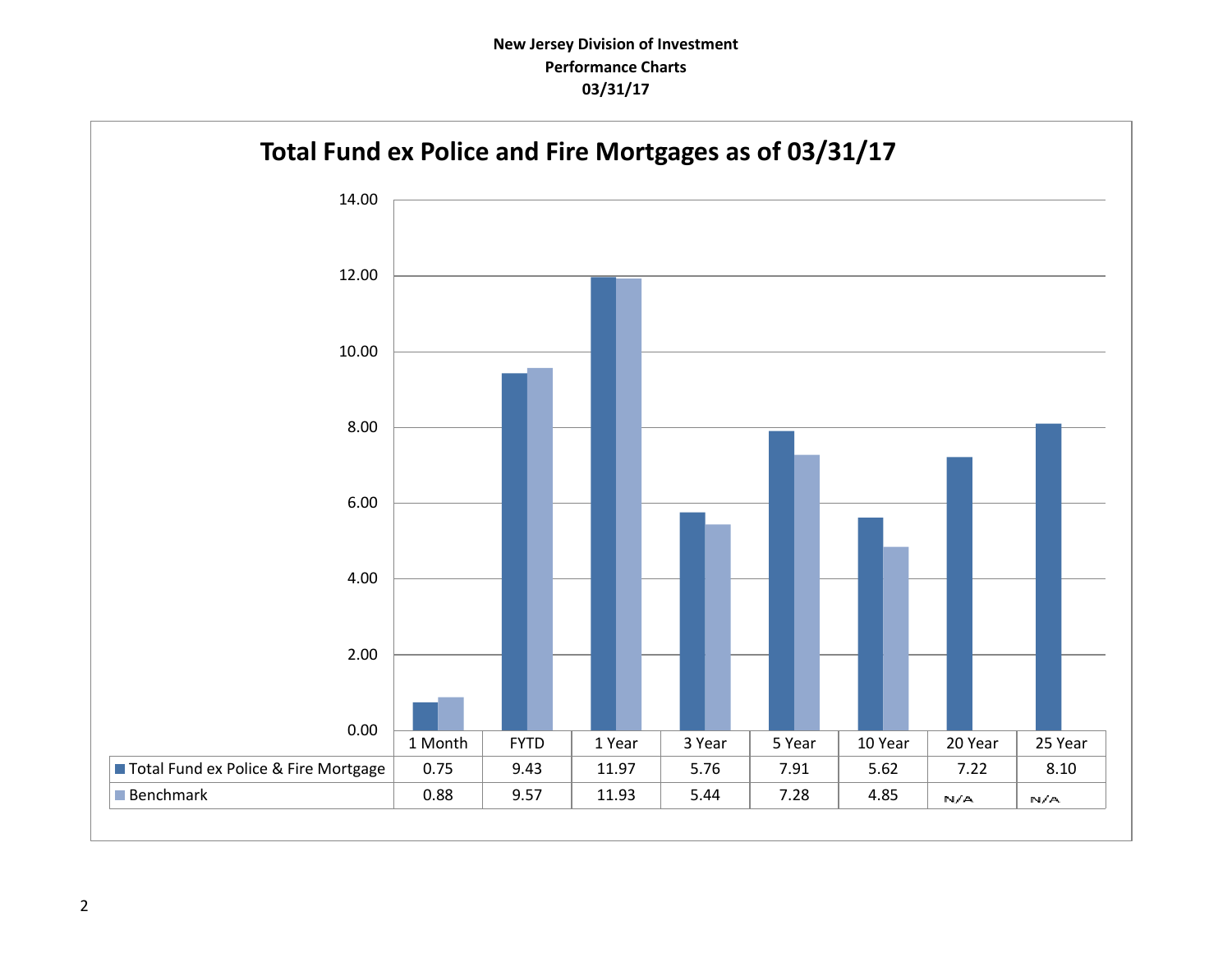**New Jersey Division of Investment**
**Performance Charts**
**03/31/17**

## Total Fund ex Police and Fire Mortgages as of 03/31/17

| | 1 Month | FYTD | 1 Year | 3 Year | 5 Year | 10 Year | 20 Year | 25 Year |
|---|---|---|---|---|---|---|---|---|
| Total Fund ex Police & Fire Mortgage | 0.75 | 9.43 | 11.97 | 5.76 | 7.91 | 5.62 | 7.22 | 8.10 |
| Benchmark | 0.88 | 9.57 | 11.93 | 5.44 | 7.28 | 4.85 | N/A | N/A |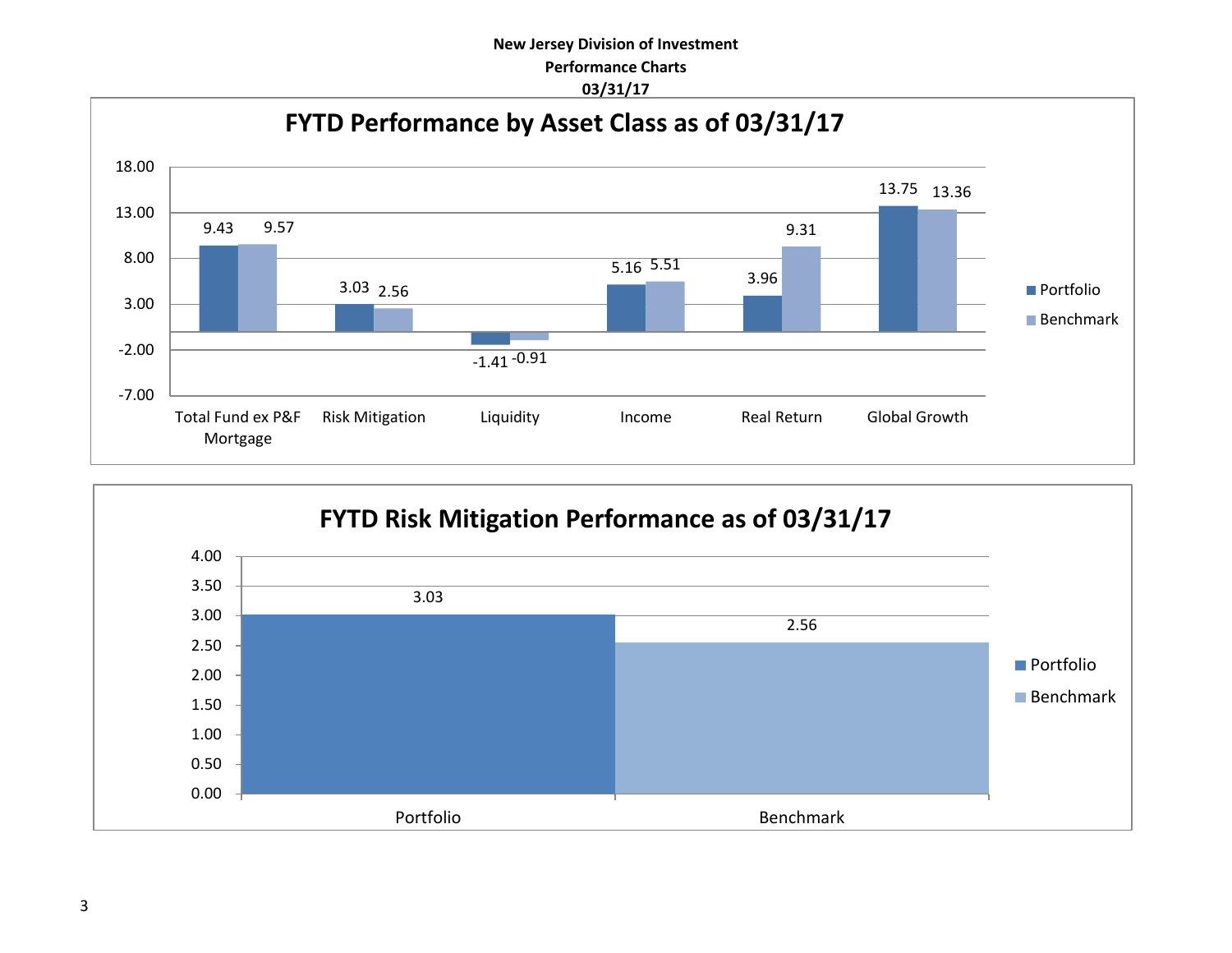**New Jersey Division of Investment**
**Performance Charts**
**03/31/17**

## FYTD Performance by Asset Class as of 03/31/17

| Asset Class | Portfolio | Benchmark |
|---|---|---|
| Total Fund ex P&F Mortgage | 9.43 | 9.57 |
| Risk Mitigation | 3.03 | 2.56 |
| Liquidity | -1.41 | -0.91 |
| Income | 5.16 | 5.51 |
| Real Return | 3.96 | 9.31 |
| Global Growth | 13.75 | 13.36 |

## FYTD Risk Mitigation Performance as of 03/31/17

| | Value |
|---|---|
| Portfolio | 3.03 |
| Benchmark | 2.56 |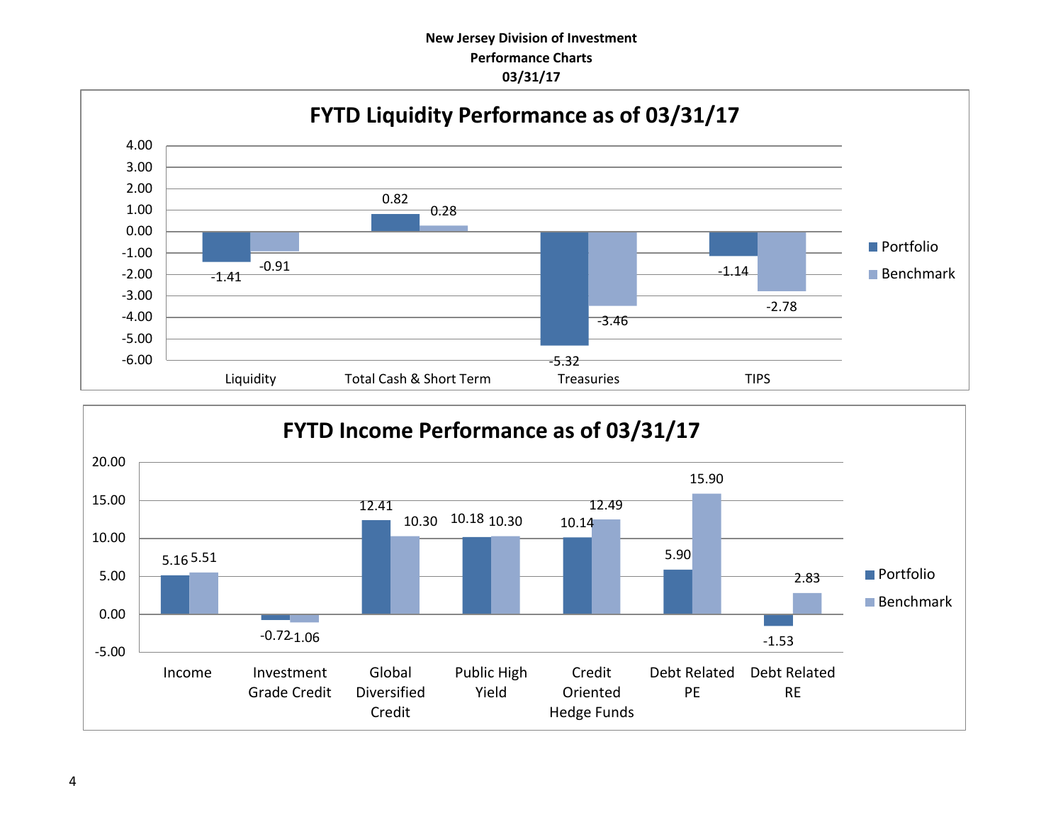**New Jersey Division of Investment**
**Performance Charts**
**03/31/17**

## FYTD Liquidity Performance as of 03/31/17

| | Portfolio | Benchmark |
|---|---|---|
| Liquidity | -1.41 | -0.91 |
| Total Cash & Short Term | 0.82 | 0.28 |
| Treasuries | -5.32 | -3.46 |
| TIPS | -1.14 | -2.78 |

## FYTD Income Performance as of 03/31/17

| | Portfolio | Benchmark |
|---|---|---|
| Income | 5.16 | 5.51 |
| Investment Grade Credit | -0.72 | -1.06 |
| Global Diversified Credit | 12.41 | 10.30 |
| Public High Yield | 10.18 | 10.30 |
| Credit Oriented Hedge Funds | 10.14 | 12.49 |
| Debt Related PE | 5.90 | 15.90 |
| Debt Related RE | -1.53 | 2.83 |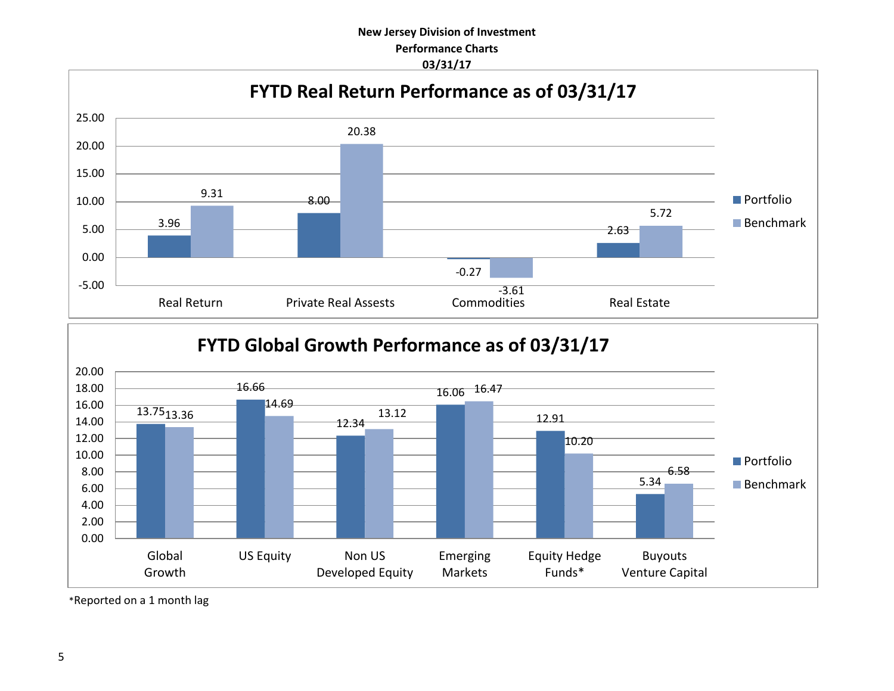**New Jersey Division of Investment**
**Performance Charts**
**03/31/17**

## FYTD Real Return Performance as of 03/31/17

| | Portfolio | Benchmark |
|---|---|---|
| Real Return | 3.96 | 9.31 |
| Private Real Assests | 8.00 | 20.38 |
| Commodities | -0.27 | -3.61 |
| Real Estate | 2.63 | 5.72 |

## FYTD Global Growth Performance as of 03/31/17

| | Portfolio | Benchmark |
|---|---|---|
| Global Growth | 13.75 | 13.36 |
| US Equity | 16.66 | 14.69 |
| Non US Developed Equity | 12.34 | 13.12 |
| Emerging Markets | 16.06 | 16.47 |
| Equity Hedge Funds* | 12.91 | 10.20 |
| Buyouts Venture Capital | 5.34 | 6.58 |

*Reported on a 1 month lag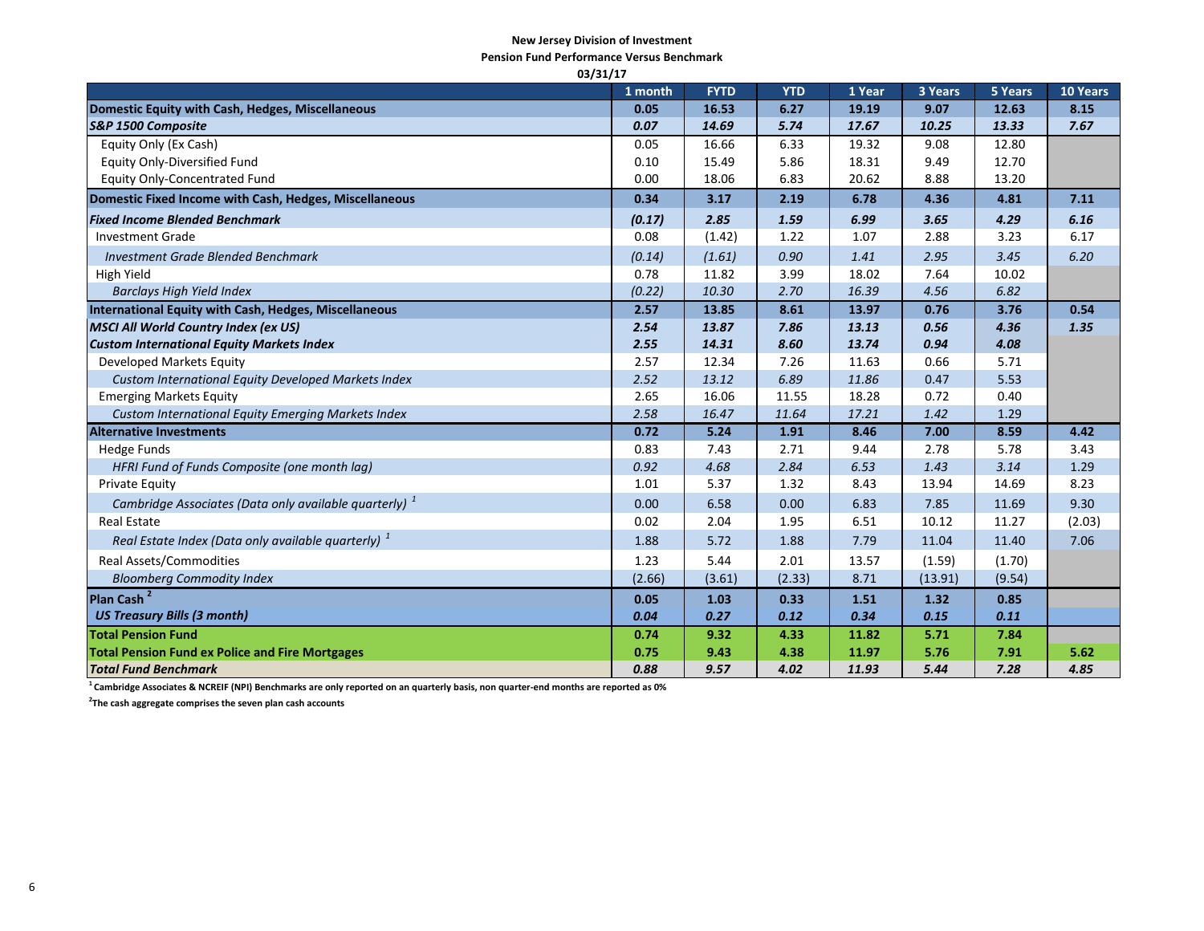**New Jersey Division of Investment**

**Pension Fund Performance Versus Benchmark**

**03/31/17**

| | 1 month | FYTD | YTD | 1 Year | 3 Years | 5 Years | 10 Years |
|---|---|---|---|---|---|---|---|
| **Domestic Equity with Cash, Hedges, Miscellaneous** | **0.05** | **16.53** | **6.27** | **19.19** | **9.07** | **12.63** | **8.15** |
| ***S&P 1500 Composite*** | ***0.07*** | ***14.69*** | ***5.74*** | ***17.67*** | ***10.25*** | ***13.33*** | ***7.67*** |
| Equity Only (Ex Cash) | 0.05 | 16.66 | 6.33 | 19.32 | 9.08 | 12.80 | |
| Equity Only-Diversified Fund | 0.10 | 15.49 | 5.86 | 18.31 | 9.49 | 12.70 | |
| Equity Only-Concentrated Fund | 0.00 | 18.06 | 6.83 | 20.62 | 8.88 | 13.20 | |
| **Domestic Fixed Income with Cash, Hedges, Miscellaneous** | **0.34** | **3.17** | **2.19** | **6.78** | **4.36** | **4.81** | **7.11** |
| ***Fixed Income Blended Benchmark*** | ***(0.17)*** | ***2.85*** | ***1.59*** | ***6.99*** | ***3.65*** | ***4.29*** | ***6.16*** |
| Investment Grade | 0.08 | (1.42) | 1.22 | 1.07 | 2.88 | 3.23 | 6.17 |
| *Investment Grade Blended Benchmark* | *(0.14)* | *(1.61)* | *0.90* | *1.41* | *2.95* | *3.45* | *6.20* |
| High Yield | 0.78 | 11.82 | 3.99 | 18.02 | 7.64 | 10.02 | |
| *Barclays High Yield Index* | *(0.22)* | *10.30* | *2.70* | *16.39* | *4.56* | *6.82* | |
| **International Equity with Cash, Hedges, Miscellaneous** | **2.57** | **13.85** | **8.61** | **13.97** | **0.76** | **3.76** | **0.54** |
| ***MSCI All World Country Index (ex US)*** | ***2.54*** | ***13.87*** | ***7.86*** | ***13.13*** | ***0.56*** | ***4.36*** | ***1.35*** |
| ***Custom International Equity Markets Index*** | ***2.55*** | ***14.31*** | ***8.60*** | ***13.74*** | ***0.94*** | ***4.08*** | |
| Developed Markets Equity | 2.57 | 12.34 | 7.26 | 11.63 | 0.66 | 5.71 | |
| *Custom International Equity Developed Markets Index* | *2.52* | *13.12* | *6.89* | *11.86* | *0.47* | *5.53* | |
| Emerging Markets Equity | 2.65 | 16.06 | 11.55 | 18.28 | 0.72 | 0.40 | |
| *Custom International Equity Emerging Markets Index* | *2.58* | *16.47* | *11.64* | *17.21* | *1.42* | *1.29* | |
| **Alternative Investments** | **0.72** | **5.24** | **1.91** | **8.46** | **7.00** | **8.59** | **4.42** |
| Hedge Funds | 0.83 | 7.43 | 2.71 | 9.44 | 2.78 | 5.78 | 3.43 |
| *HFRI Fund of Funds Composite (one month lag)* | *0.92* | *4.68* | *2.84* | *6.53* | *1.43* | *3.14* | 1.29 |
| Private Equity | 1.01 | 5.37 | 1.32 | 8.43 | 13.94 | 14.69 | 8.23 |
| *Cambridge Associates (Data only available quarterly)* [1] | 0.00 | 6.58 | 0.00 | 6.83 | 7.85 | 11.69 | 9.30 |
| Real Estate | 0.02 | 2.04 | 1.95 | 6.51 | 10.12 | 11.27 | (2.03) |
| *Real Estate Index (Data only available quarterly)* [1] | 1.88 | 5.72 | 1.88 | 7.79 | 11.04 | 11.40 | 7.06 |
| Real Assets/Commodities | 1.23 | 5.44 | 2.01 | 13.57 | (1.59) | (1.70) | |
| *Bloomberg Commodity Index* | (2.66) | (3.61) | (2.33) | 8.71 | (13.91) | (9.54) | |
| **Plan Cash** [2] | **0.05** | **1.03** | **0.33** | **1.51** | **1.32** | **0.85** | |
| ***US Treasury Bills (3 month)*** | ***0.04*** | ***0.27*** | ***0.12*** | ***0.34*** | ***0.15*** | ***0.11*** | |
| **Total Pension Fund** | **0.74** | **9.32** | **4.33** | **11.82** | **5.71** | **7.84** | |
| **Total Pension Fund ex Police and Fire Mortgages** | **0.75** | **9.43** | **4.38** | **11.97** | **5.76** | **7.91** | **5.62** |
| ***Total Fund Benchmark*** | ***0.88*** | ***9.57*** | ***4.02*** | ***11.93*** | ***5.44*** | ***7.28*** | ***4.85*** |

[1] **Cambridge Associates & NCREIF (NPI) Benchmarks are only reported on an quarterly basis, non quarter-end months are reported as 0%**

[2] **The cash aggregate comprises the seven plan cash accounts**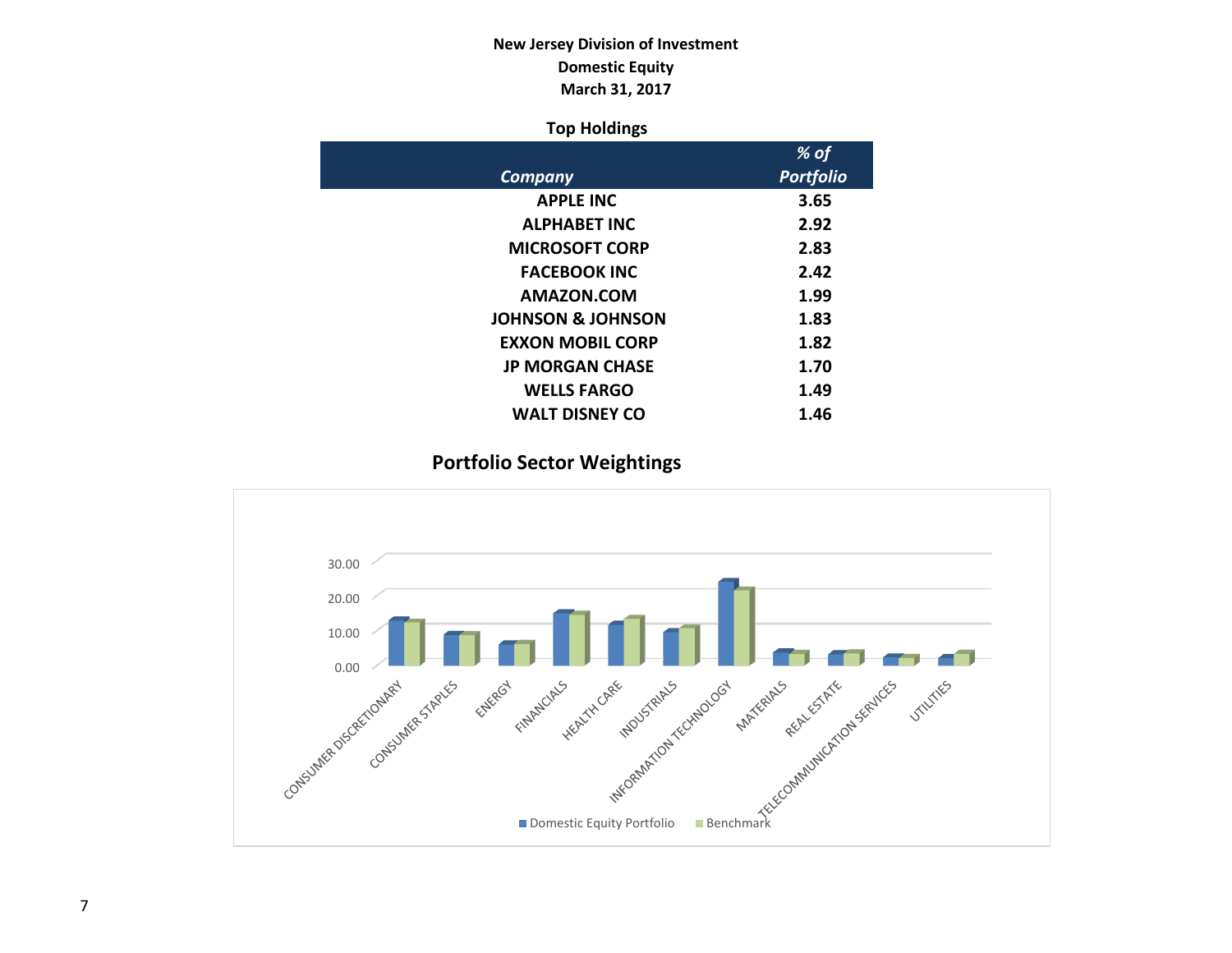**New Jersey Division of Investment**
**Domestic Equity**
**March 31, 2017**

### Top Holdings

| *Company* | *% of Portfolio* |
|---|---|
| APPLE INC | 3.65 |
| ALPHABET INC | 2.92 |
| MICROSOFT CORP | 2.83 |
| FACEBOOK INC | 2.42 |
| AMAZON.COM | 1.99 |
| JOHNSON & JOHNSON | 1.83 |
| EXXON MOBIL CORP | 1.82 |
| JP MORGAN CHASE | 1.70 |
| WELLS FARGO | 1.49 |
| WALT DISNEY CO | 1.46 |

### Portfolio Sector Weightings

Y-axis: 0.00, 10.00, 20.00, 30.00

Sectors: CONSUMER DISCRETIONARY, CONSUMER STAPLES, ENERGY, FINANCIALS, HEALTH CARE, INDUSTRIALS, INFORMATION TECHNOLOGY, MATERIALS, REAL ESTATE, TELECOMMUNICATION SERVICES, UTILITIES

Legend: Domestic Equity Portfolio, Benchmark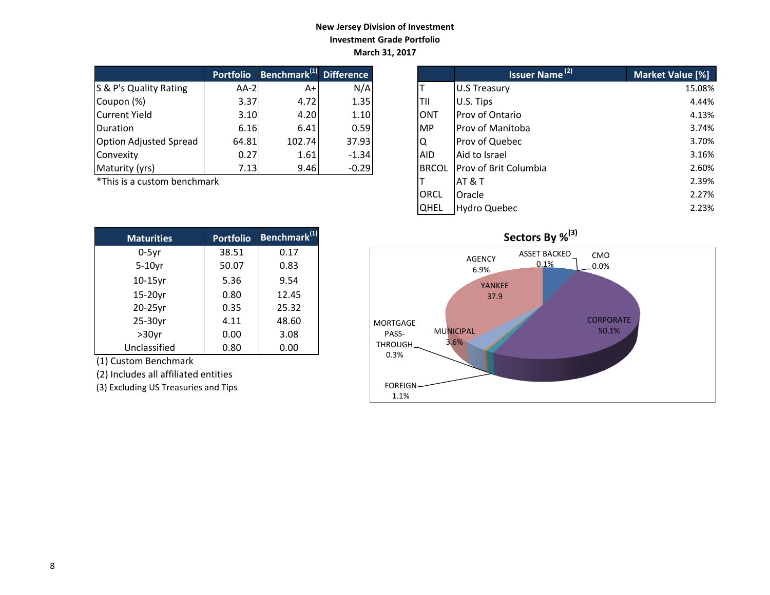**New Jersey Division of Investment**
**Investment Grade Portfolio**
**March 31, 2017**

| | Portfolio | Benchmark[1] | Difference |
|---|---|---|---|
| S & P's Quality Rating | AA-2 | A+ | N/A |
| Coupon (%) | 3.37 | 4.72 | 1.35 |
| Current Yield | 3.10 | 4.20 | 1.10 |
| Duration | 6.16 | 6.41 | 0.59 |
| Option Adjusted Spread | 64.81 | 102.74 | 37.93 |
| Convexity | 0.27 | 1.61 | -1.34 |
| Maturity (yrs) | 7.13 | 9.46 | -0.29 |

*This is a custom benchmark

| | Issuer Name [2] | Market Value [%] |
|---|---|---|
| T | U.S Treasury | 15.08% |
| TII | U.S. Tips | 4.44% |
| ONT | Prov of Ontario | 4.13% |
| MP | Prov of Manitoba | 3.74% |
| Q | Prov of Quebec | 3.70% |
| AID | Aid to Israel | 3.16% |
| BRCOL | Prov of Brit Columbia | 2.60% |
| T | AT & T | 2.39% |
| ORCL | Oracle | 2.27% |
| QHEL | Hydro Quebec | 2.23% |

| Maturities | Portfolio | Benchmark[1] |
|---|---|---|
| 0-5yr | 38.51 | 0.17 |
| 5-10yr | 50.07 | 0.83 |
| 10-15yr | 5.36 | 9.54 |
| 15-20yr | 0.80 | 12.45 |
| 20-25yr | 0.35 | 25.32 |
| 25-30yr | 4.11 | 48.60 |
| >30yr | 0.00 | 3.08 |
| Unclassified | 0.80 | 0.00 |

(1) Custom Benchmark
(2) Includes all affiliated entities
(3) Excluding US Treasuries and Tips

**Sectors By %[3]**

| Sector | % |
|---|---|
| AGENCY | 6.9% |
| ASSET BACKED | 0.1% |
| CMO | 0.0% |
| CORPORATE | 50.1% |
| FOREIGN | 1.1% |
| MORTGAGE PASS-THROUGH | 0.3% |
| MUNICIPAL | 3.6% |
| YANKEE | 37.9 |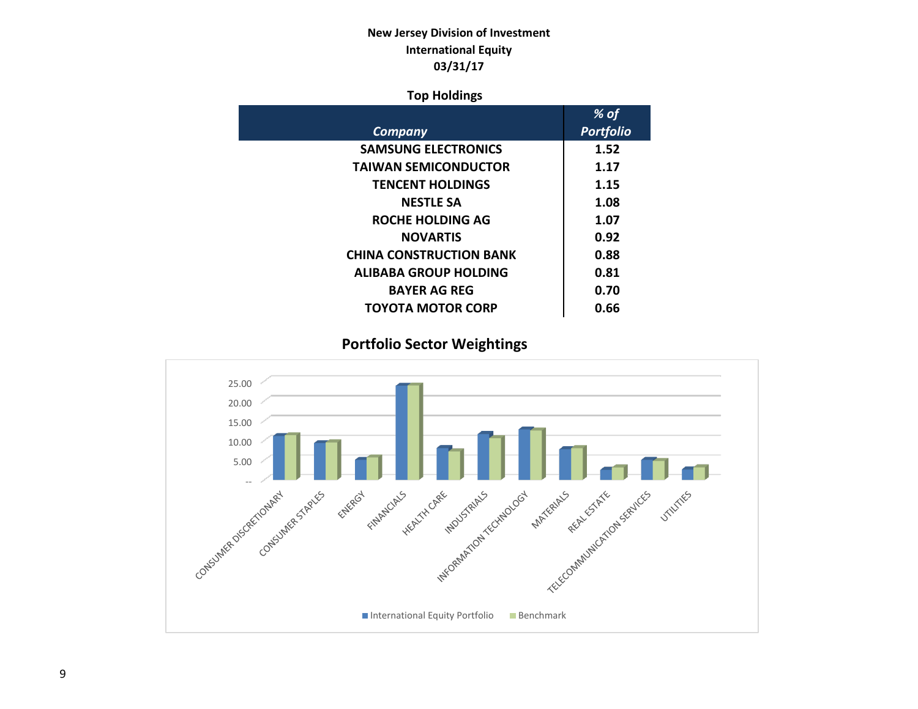**New Jersey Division of Investment**
**International Equity**
**03/31/17**

### Top Holdings

| *Company* | *% of Portfolio* |
|---|---|
| SAMSUNG ELECTRONICS | 1.52 |
| TAIWAN SEMICONDUCTOR | 1.17 |
| TENCENT HOLDINGS | 1.15 |
| NESTLE SA | 1.08 |
| ROCHE HOLDING AG | 1.07 |
| NOVARTIS | 0.92 |
| CHINA CONSTRUCTION BANK | 0.88 |
| ALIBABA GROUP HOLDING | 0.81 |
| BAYER AG REG | 0.70 |
| TOYOTA MOTOR CORP | 0.66 |

### Portfolio Sector Weightings

25.00
20.00
15.00
10.00
5.00
--

CONSUMER DISCRETIONARY, CONSUMER STAPLES, ENERGY, FINANCIALS, HEALTH CARE, INDUSTRIALS, INFORMATION TECHNOLOGY, MATERIALS, REAL ESTATE, TELECOMMUNICATION SERVICES, UTILITIES

■ International Equity Portfolio ■ Benchmark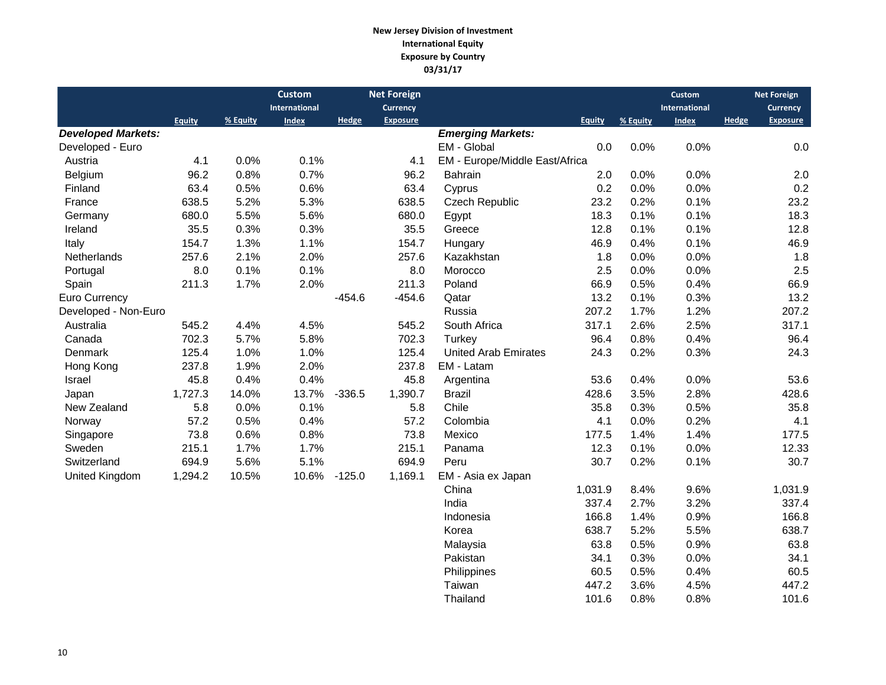**New Jersey Division of Investment**
**International Equity**
**Exposure by Country**
**03/31/17**

| | Equity | % Equity | Custom International Index | Hedge | Net Foreign Currency Exposure |
|---|---|---|---|---|---|
| ***Developed Markets:*** | | | | | |
| Developed - Euro | | | | | |
| Austria | 4.1 | 0.0% | 0.1% | | 4.1 |
| Belgium | 96.2 | 0.8% | 0.7% | | 96.2 |
| Finland | 63.4 | 0.5% | 0.6% | | 63.4 |
| France | 638.5 | 5.2% | 5.3% | | 638.5 |
| Germany | 680.0 | 5.5% | 5.6% | | 680.0 |
| Ireland | 35.5 | 0.3% | 0.3% | | 35.5 |
| Italy | 154.7 | 1.3% | 1.1% | | 154.7 |
| Netherlands | 257.6 | 2.1% | 2.0% | | 257.6 |
| Portugal | 8.0 | 0.1% | 0.1% | | 8.0 |
| Spain | 211.3 | 1.7% | 2.0% | | 211.3 |
| Euro Currency | | | | -454.6 | -454.6 |
| Developed - Non-Euro | | | | | |
| Australia | 545.2 | 4.4% | 4.5% | | 545.2 |
| Canada | 702.3 | 5.7% | 5.8% | | 702.3 |
| Denmark | 125.4 | 1.0% | 1.0% | | 125.4 |
| Hong Kong | 237.8 | 1.9% | 2.0% | | 237.8 |
| Israel | 45.8 | 0.4% | 0.4% | | 45.8 |
| Japan | 1,727.3 | 14.0% | 13.7% | -336.5 | 1,390.7 |
| New Zealand | 5.8 | 0.0% | 0.1% | | 5.8 |
| Norway | 57.2 | 0.5% | 0.4% | | 57.2 |
| Singapore | 73.8 | 0.6% | 0.8% | | 73.8 |
| Sweden | 215.1 | 1.7% | 1.7% | | 215.1 |
| Switzerland | 694.9 | 5.6% | 5.1% | | 694.9 |
| United Kingdom | 1,294.2 | 10.5% | 10.6% | -125.0 | 1,169.1 |

| | Equity | % Equity | Custom International Index | Hedge | Net Foreign Currency Exposure |
|---|---|---|---|---|---|
| ***Emerging Markets:*** | | | | | |
| EM - Global | 0.0 | 0.0% | 0.0% | | 0.0 |
| EM - Europe/Middle East/Africa | | | | | |
| Bahrain | 2.0 | 0.0% | 0.0% | | 2.0 |
| Cyprus | 0.2 | 0.0% | 0.0% | | 0.2 |
| Czech Republic | 23.2 | 0.2% | 0.1% | | 23.2 |
| Egypt | 18.3 | 0.1% | 0.1% | | 18.3 |
| Greece | 12.8 | 0.1% | 0.1% | | 12.8 |
| Hungary | 46.9 | 0.4% | 0.1% | | 46.9 |
| Kazakhstan | 1.8 | 0.0% | 0.0% | | 1.8 |
| Morocco | 2.5 | 0.0% | 0.0% | | 2.5 |
| Poland | 66.9 | 0.5% | 0.4% | | 66.9 |
| Qatar | 13.2 | 0.1% | 0.3% | | 13.2 |
| Russia | 207.2 | 1.7% | 1.2% | | 207.2 |
| South Africa | 317.1 | 2.6% | 2.5% | | 317.1 |
| Turkey | 96.4 | 0.8% | 0.4% | | 96.4 |
| United Arab Emirates | 24.3 | 0.2% | 0.3% | | 24.3 |
| EM - Latam | | | | | |
| Argentina | 53.6 | 0.4% | 0.0% | | 53.6 |
| Brazil | 428.6 | 3.5% | 2.8% | | 428.6 |
| Chile | 35.8 | 0.3% | 0.5% | | 35.8 |
| Colombia | 4.1 | 0.0% | 0.2% | | 4.1 |
| Mexico | 177.5 | 1.4% | 1.4% | | 177.5 |
| Panama | 12.3 | 0.1% | 0.0% | | 12.33 |
| Peru | 30.7 | 0.2% | 0.1% | | 30.7 |
| EM - Asia ex Japan | | | | | |
| China | 1,031.9 | 8.4% | 9.6% | | 1,031.9 |
| India | 337.4 | 2.7% | 3.2% | | 337.4 |
| Indonesia | 166.8 | 1.4% | 0.9% | | 166.8 |
| Korea | 638.7 | 5.2% | 5.5% | | 638.7 |
| Malaysia | 63.8 | 0.5% | 0.9% | | 63.8 |
| Pakistan | 34.1 | 0.3% | 0.0% | | 34.1 |
| Philippines | 60.5 | 0.5% | 0.4% | | 60.5 |
| Taiwan | 447.2 | 3.6% | 4.5% | | 447.2 |
| Thailand | 101.6 | 0.8% | 0.8% | | 101.6 |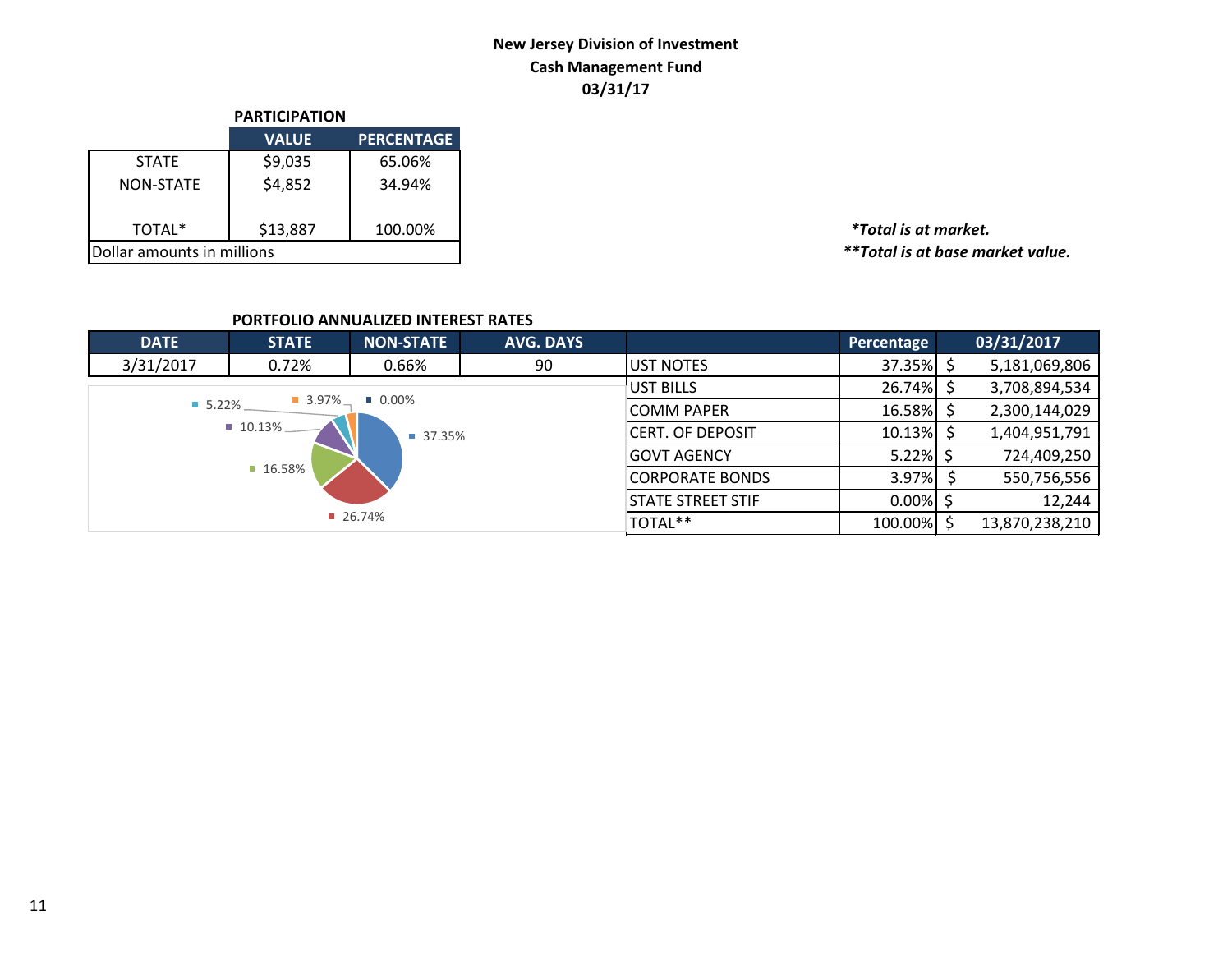# New Jersey Division of Investment
## Cash Management Fund
## 03/31/17

**PARTICIPATION**

| | VALUE | PERCENTAGE |
|---|---|---|
| STATE | $9,035 | 65.06% |
| NON-STATE | $4,852 | 34.94% |
| TOTAL* | $13,887 | 100.00% |
| Dollar amounts in millions | | |

***Total is at market.***
*****Total is at base market value.***

**PORTFOLIO ANNUALIZED INTEREST RATES**

| DATE | STATE | NON-STATE | AVG. DAYS |
|---|---|---|---|
| 3/31/2017 | 0.72% | 0.66% | 90 |

| | Percentage | 03/31/2017 |
|---|---|---|
| UST NOTES | 37.35% | $ 5,181,069,806 |
| UST BILLS | 26.74% | $ 3,708,894,534 |
| COMM PAPER | 16.58% | $ 2,300,144,029 |
| CERT. OF DEPOSIT | 10.13% | $ 1,404,951,791 |
| GOVT AGENCY | 5.22% | $ 724,409,250 |
| CORPORATE BONDS | 3.97% | $ 550,756,556 |
| STATE STREET STIF | 0.00% | $ 12,244 |
| TOTAL** | 100.00% | $ 13,870,238,210 |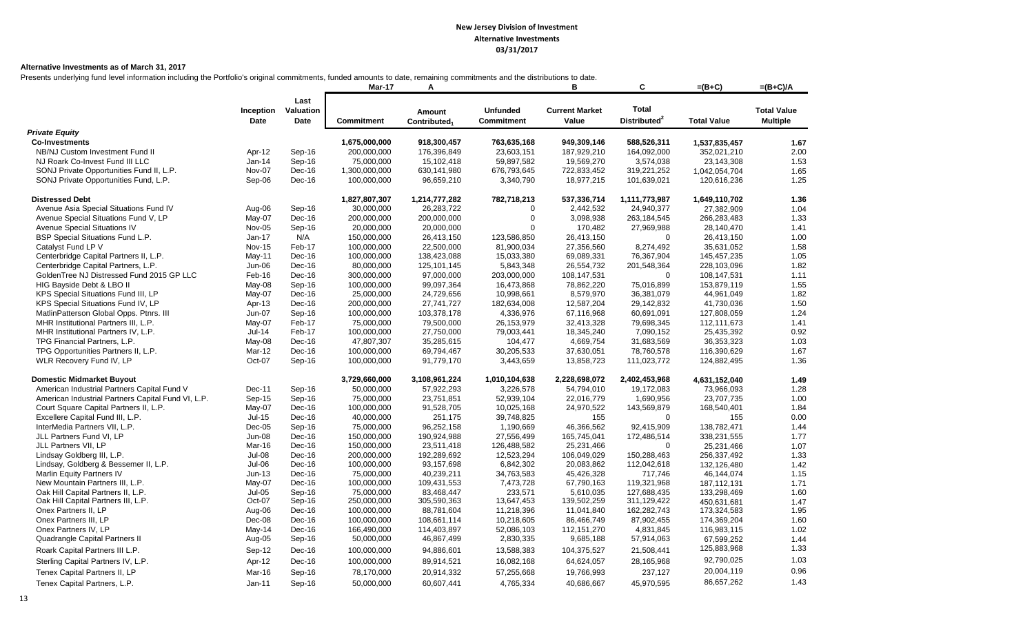# New Jersey Division of Investment
## Alternative Investments
### 03/31/2017

**Alternative Investments as of March 31, 2017**

Presents underlying fund level information including the Portfolio's original commitments, funded amounts to date, remaining commitments and the distributions to date.

| | | | Mar-17 | A | | B | C | =(B+C) | =(B+C)/A |
|---|---|---|---|---|---|---|---|---|---|
| | Inception Date | Last Valuation Date | Commitment | Amount Contributed[1] | Unfunded Commitment | Current Market Value | Total Distributed[2] | Total Value | Total Value Multiple |
| ***Private Equity*** | | | | | | | | | |
| **Co-Investments** | | | 1,675,000,000 | 918,300,457 | 763,635,168 | 949,309,146 | 588,526,311 | 1,537,835,457 | 1.67 |
| NB/NJ Custom Investment Fund II | Apr-12 | Sep-16 | 200,000,000 | 176,396,849 | 23,603,151 | 187,929,210 | 164,092,000 | 352,021,210 | 2.00 |
| NJ Roark Co-Invest Fund III LLC | Jan-14 | Sep-16 | 75,000,000 | 15,102,418 | 59,897,582 | 19,569,270 | 3,574,038 | 23,143,308 | 1.53 |
| SONJ Private Opportunities Fund II, L.P. | Nov-07 | Dec-16 | 1,300,000,000 | 630,141,980 | 676,793,645 | 722,833,452 | 319,221,252 | 1,042,054,704 | 1.65 |
| SONJ Private Opportunities Fund, L.P. | Sep-06 | Dec-16 | 100,000,000 | 96,659,210 | 3,340,790 | 18,977,215 | 101,639,021 | 120,616,236 | 1.25 |
| **Distressed Debt** | | | 1,827,807,307 | 1,214,777,282 | 782,718,213 | 537,336,714 | 1,111,773,987 | 1,649,110,702 | 1.36 |
| Avenue Asia Special Situations Fund IV | Aug-06 | Sep-16 | 30,000,000 | 26,283,722 | 0 | 2,442,532 | 24,940,377 | 27,382,909 | 1.04 |
| Avenue Special Situations Fund V, LP | May-07 | Dec-16 | 200,000,000 | 200,000,000 | 0 | 3,098,938 | 263,184,545 | 266,283,483 | 1.33 |
| Avenue Special Situations IV | Nov-05 | Sep-16 | 20,000,000 | 20,000,000 | 0 | 170,482 | 27,969,988 | 28,140,470 | 1.41 |
| BSP Special Situations Fund L.P. | Jan-17 | N/A | 150,000,000 | 26,413,150 | 123,586,850 | 26,413,150 | 0 | 26,413,150 | 1.00 |
| Catalyst Fund LP V | Nov-15 | Feb-17 | 100,000,000 | 22,500,000 | 81,900,034 | 27,356,560 | 8,274,492 | 35,631,052 | 1.58 |
| Centerbridge Capital Partners II, L.P. | May-11 | Dec-16 | 100,000,000 | 138,423,088 | 15,033,380 | 69,089,331 | 76,367,904 | 145,457,235 | 1.05 |
| Centerbridge Capital Partners, L.P. | Jun-06 | Dec-16 | 80,000,000 | 125,101,145 | 5,843,348 | 26,554,732 | 201,548,364 | 228,103,096 | 1.82 |
| GoldenTree NJ Distressed Fund 2015 GP LLC | Feb-16 | Dec-16 | 300,000,000 | 97,000,000 | 203,000,000 | 108,147,531 | 0 | 108,147,531 | 1.11 |
| HIG Bayside Debt & LBO II | May-08 | Sep-16 | 100,000,000 | 99,097,364 | 16,473,868 | 78,862,220 | 75,016,899 | 153,879,119 | 1.55 |
| KPS Special Situations Fund III, LP | May-07 | Dec-16 | 25,000,000 | 24,729,656 | 10,998,661 | 8,579,970 | 36,381,079 | 44,961,049 | 1.82 |
| KPS Special Situations Fund IV, LP | Apr-13 | Dec-16 | 200,000,000 | 27,741,727 | 182,634,008 | 12,587,204 | 29,142,832 | 41,730,036 | 1.50 |
| MatlinPatterson Global Opps. Ptnrs. III | Jun-07 | Dec-16 | 100,000,000 | 103,378,178 | 4,336,976 | 67,116,968 | 60,691,091 | 127,808,059 | 1.24 |
| MHR Institutional Partners III, L.P. | May-07 | Feb-17 | 75,000,000 | 79,500,000 | 26,153,979 | 32,413,328 | 79,698,345 | 112,111,673 | 1.41 |
| MHR Institutional Partners IV, L.P. | Jul-14 | Feb-17 | 100,000,000 | 27,750,000 | 79,003,441 | 18,345,240 | 7,090,152 | 25,435,392 | 0.92 |
| TPG Financial Partners, L.P. | May-08 | Dec-16 | 47,807,307 | 35,285,615 | 104,477 | 4,669,754 | 31,683,569 | 36,353,323 | 1.03 |
| TPG Opportunities Partners II, L.P. | Mar-12 | Dec-16 | 100,000,000 | 69,794,467 | 30,205,533 | 37,630,051 | 78,760,578 | 116,390,629 | 1.67 |
| WLR Recovery Fund IV, LP | Oct-07 | Sep-16 | 100,000,000 | 91,779,170 | 3,443,659 | 13,858,723 | 111,023,772 | 124,882,495 | 1.36 |
| **Domestic Midmarket Buyout** | | | 3,729,660,000 | 3,108,961,224 | 1,010,104,638 | 2,228,698,072 | 2,402,453,968 | 4,631,152,040 | 1.49 |
| American Industrial Partners Capital Fund V | Dec-11 | Sep-16 | 50,000,000 | 57,922,293 | 3,226,578 | 54,794,010 | 19,172,083 | 73,966,093 | 1.28 |
| American Industrial Partners Capital Fund VI, L.P. | Sep-15 | Sep-16 | 75,000,000 | 23,751,851 | 52,939,104 | 22,016,779 | 1,690,956 | 23,707,735 | 1.00 |
| Court Square Capital Partners II, L.P. | May-07 | Dec-16 | 100,000,000 | 91,528,705 | 10,025,168 | 24,970,522 | 143,569,879 | 168,540,401 | 1.84 |
| Excellere Capital Fund III, L.P. | Jul-15 | Dec-16 | 40,000,000 | 251,175 | 39,748,825 | 155 | 0 | 155 | 0.00 |
| InterMedia Partners VII, L.P. | Dec-05 | Sep-16 | 75,000,000 | 96,252,158 | 1,190,669 | 46,366,562 | 92,415,909 | 138,782,471 | 1.44 |
| JLL Partners Fund VI, LP | Jun-08 | Dec-16 | 150,000,000 | 190,924,988 | 27,556,499 | 165,745,041 | 172,486,514 | 338,231,555 | 1.77 |
| JLL Partners VII, LP | Mar-16 | Dec-16 | 150,000,000 | 23,511,418 | 126,488,582 | 25,231,466 | 0 | 25,231,466 | 1.07 |
| Lindsay Goldberg III, L.P. | Jul-08 | Dec-16 | 200,000,000 | 192,289,692 | 12,523,294 | 106,049,029 | 150,288,463 | 256,337,492 | 1.33 |
| Lindsay, Goldberg & Bessemer II, L.P. | Jul-06 | Dec-16 | 100,000,000 | 93,157,698 | 6,842,302 | 20,083,862 | 112,042,618 | 132,126,480 | 1.42 |
| Marlin Equity Partners IV | Jun-13 | Dec-16 | 75,000,000 | 40,239,211 | 34,763,583 | 45,426,328 | 717,746 | 46,144,074 | 1.15 |
| New Mountain Partners III, L.P. | May-07 | Dec-16 | 100,000,000 | 109,431,553 | 7,473,728 | 67,790,163 | 119,321,968 | 187,112,131 | 1.71 |
| Oak Hill Capital Partners II, L.P. | Jul-05 | Sep-16 | 75,000,000 | 83,468,447 | 233,571 | 5,610,035 | 127,688,435 | 133,298,469 | 1.60 |
| Oak Hill Capital Partners III, L.P. | Oct-07 | Sep-16 | 250,000,000 | 305,590,363 | 13,647,453 | 139,502,259 | 311,129,422 | 450,631,681 | 1.47 |
| Onex Partners II, LP | Aug-06 | Dec-16 | 100,000,000 | 88,781,604 | 11,218,396 | 11,041,840 | 162,282,743 | 173,324,583 | 1.95 |
| Onex Partners III, LP | Dec-08 | Dec-16 | 100,000,000 | 108,661,114 | 10,218,605 | 86,466,749 | 87,902,455 | 174,369,204 | 1.60 |
| Onex Partners IV, LP | May-14 | Dec-16 | 166,490,000 | 114,403,897 | 52,086,103 | 112,151,270 | 4,831,845 | 116,983,115 | 1.02 |
| Quadrangle Capital Partners II | Aug-05 | Sep-16 | 50,000,000 | 46,867,499 | 2,830,335 | 9,685,188 | 57,914,063 | 67,599,252 | 1.44 |
| Roark Capital Partners III L.P. | Sep-12 | Dec-16 | 100,000,000 | 94,886,601 | 13,588,383 | 104,375,527 | 21,508,441 | 125,883,968 | 1.33 |
| Sterling Capital Partners IV, L.P. | Apr-12 | Dec-16 | 100,000,000 | 89,914,521 | 16,082,168 | 64,624,057 | 28,165,968 | 92,790,025 | 1.03 |
| Tenex Capital Partners II, LP | Mar-16 | Sep-16 | 78,170,000 | 20,914,332 | 57,255,668 | 19,766,993 | 237,127 | 20,004,119 | 0.96 |
| Tenex Capital Partners, L.P. | Jan-11 | Sep-16 | 50,000,000 | 60,607,441 | 4,765,334 | 40,686,667 | 45,970,595 | 86,657,262 | 1.43 |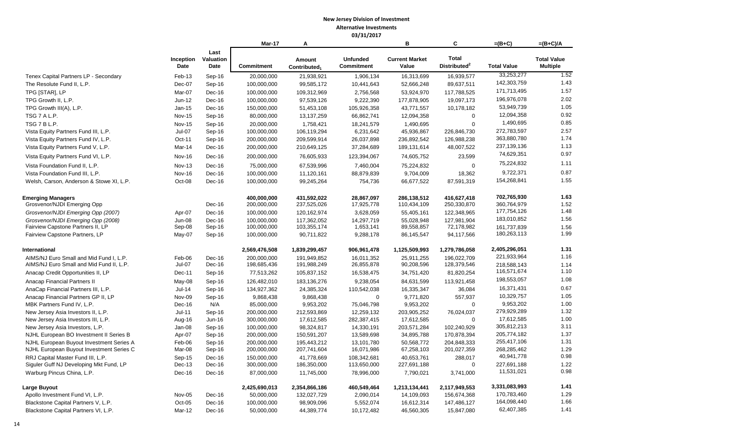# New Jersey Division of Investment

## Alternative Investments

### 03/31/2017

| | Inception Date | Last Valuation Date | Mar-17 Commitment | A Amount Contributed[1] | Unfunded Commitment | B Current Market Value | C Total Distributed[2] | =(B+C) Total Value | =(B+C)/A Total Value Multiple |
|---|---|---|---|---|---|---|---|---|---|
| Tenex Capital Partners LP - Secondary | Feb-13 | Sep-16 | 20,000,000 | 21,938,921 | 1,906,134 | 16,313,699 | 16,939,577 | 33,253,277 | 1.52 |
| The Resolute Fund II, L.P. | Dec-07 | Sep-16 | 100,000,000 | 99,585,172 | 10,441,643 | 52,666,248 | 89,637,511 | 142,303,759 | 1.43 |
| TPG [STAR], LP | Mar-07 | Dec-16 | 100,000,000 | 109,312,969 | 2,756,568 | 53,924,970 | 117,788,525 | 171,713,495 | 1.57 |
| TPG Growth II, L.P. | Jun-12 | Dec-16 | 100,000,000 | 97,539,126 | 9,222,390 | 177,878,905 | 19,097,173 | 196,976,078 | 2.02 |
| TPG Growth III(A), L.P. | Jan-15 | Dec-16 | 150,000,000 | 51,453,108 | 105,926,358 | 43,771,557 | 10,178,182 | 53,949,739 | 1.05 |
| TSG 7 A L.P. | Nov-15 | Sep-16 | 80,000,000 | 13,137,259 | 66,862,741 | 12,094,358 | 0 | 12,094,358 | 0.92 |
| TSG 7 B L.P. | Nov-15 | Sep-16 | 20,000,000 | 1,758,421 | 18,241,579 | 1,490,695 | 0 | 1,490,695 | 0.85 |
| Vista Equity Partners Fund III, L.P. | Jul-07 | Sep-16 | 100,000,000 | 106,119,294 | 6,231,642 | 45,936,867 | 226,846,730 | 272,783,597 | 2.57 |
| Vista Equity Partners Fund IV, L.P. | Oct-11 | Sep-16 | 200,000,000 | 209,599,914 | 26,037,898 | 236,892,542 | 126,988,238 | 363,880,780 | 1.74 |
| Vista Equity Partners Fund V, L.P. | Mar-14 | Dec-16 | 200,000,000 | 210,649,125 | 37,284,689 | 189,131,614 | 48,007,522 | 237,139,136 | 1.13 |
| Vista Equity Partners Fund VI, L.P. | Nov-16 | Dec-16 | 200,000,000 | 76,605,933 | 123,394,067 | 74,605,752 | 23,599 | 74,629,351 | 0.97 |
| Vista Foundation Fund II, L.P. | Nov-13 | Dec-16 | 75,000,000 | 67,539,996 | 7,460,004 | 75,224,832 | 0 | 75,224,832 | 1.11 |
| Vista Foundation Fund III, L.P. | Nov-16 | Dec-16 | 100,000,000 | 11,120,161 | 88,879,839 | 9,704,009 | 18,362 | 9,722,371 | 0.87 |
| Welsh, Carson, Anderson & Stowe XI, L.P. | Oct-08 | Dec-16 | 100,000,000 | 99,245,264 | 754,736 | 66,677,522 | 87,591,319 | 154,268,841 | 1.55 |
| **Emerging Managers** | | | **400,000,000** | **431,592,022** | **28,867,097** | **286,138,512** | **416,627,418** | **702,765,930** | **1.63** |
| Grosvenor/NJDI Emerging Opp | | Dec-16 | 200,000,000 | 237,525,026 | 17,925,778 | 110,434,109 | 250,330,870 | 360,764,979 | 1.52 |
| *Grosvenor/NJDI Emerging Opp (2007)* | Apr-07 | Dec-16 | 100,000,000 | 120,162,974 | 3,628,059 | 55,405,161 | 122,348,965 | 177,754,126 | 1.48 |
| *Grosvenor/NJDI Emerging Opp (2008)* | Jun-08 | Dec-16 | 100,000,000 | 117,362,052 | 14,297,719 | 55,028,948 | 127,981,904 | 183,010,852 | 1.56 |
| Fairview Capstone Partners II, LP | Sep-08 | Sep-16 | 100,000,000 | 103,355,174 | 1,653,141 | 89,558,857 | 72,178,982 | 161,737,839 | 1.56 |
| Fairview Capstone Partners, LP | May-07 | Sep-16 | 100,000,000 | 90,711,822 | 9,288,178 | 86,145,547 | 94,117,566 | 180,263,113 | 1.99 |
| **International** | | | **2,569,476,508** | **1,839,299,457** | **906,961,478** | **1,125,509,993** | **1,279,786,058** | **2,405,296,051** | **1.31** |
| AIMS/NJ Euro Small and Mid Fund I, L.P. | Feb-06 | Dec-16 | 200,000,000 | 191,949,852 | 16,011,352 | 25,911,255 | 196,022,709 | 221,933,964 | 1.16 |
| AIMS/NJ Euro Small and Mid Fund II, L.P. | Jul-07 | Dec-16 | 198,685,436 | 191,988,249 | 26,855,878 | 90,208,596 | 128,379,546 | 218,588,143 | 1.14 |
| Anacap Credit Opportunities II, LP | Dec-11 | Sep-16 | 77,513,262 | 105,837,152 | 16,538,475 | 34,751,420 | 81,820,254 | 116,571,674 | 1.10 |
| Anacap Financial Partners II | May-08 | Sep-16 | 126,482,010 | 183,136,276 | 9,238,054 | 84,631,599 | 113,921,458 | 198,553,057 | 1.08 |
| AnaCap Financial Partners III, L.P. | Jul-14 | Sep-16 | 134,927,362 | 24,385,324 | 110,542,038 | 16,335,347 | 36,084 | 16,371,431 | 0.67 |
| Anacap Financial Partners GP II, LP | Nov-09 | Sep-16 | 9,868,438 | 9,868,438 | 0 | 9,771,820 | 557,937 | 10,329,757 | 1.05 |
| MBK Partners Fund IV, L.P. | Dec-16 | N/A | 85,000,000 | 9,953,202 | 75,046,798 | 9,953,202 | 0 | 9,953,202 | 1.00 |
| New Jersey Asia Investors II, L.P. | Jul-11 | Sep-16 | 200,000,000 | 212,593,869 | 12,259,132 | 203,905,252 | 76,024,037 | 279,929,289 | 1.32 |
| New Jersey Asia Investors III, L.P. | Aug-16 | Jun-16 | 300,000,000 | 17,612,585 | 282,387,415 | 17,612,585 | 0 | 17,612,585 | 1.00 |
| New Jersey Asia Investors, L.P. | Jan-08 | Sep-16 | 100,000,000 | 98,324,817 | 14,330,191 | 203,571,284 | 102,240,929 | 305,812,213 | 3.11 |
| NJHL European BO Investment II Series B | Apr-07 | Sep-16 | 200,000,000 | 150,591,207 | 13,589,698 | 34,895,788 | 170,878,394 | 205,774,182 | 1.37 |
| NJHL European Buyout Investment Series A | Feb-06 | Sep-16 | 200,000,000 | 195,443,212 | 13,101,780 | 50,568,772 | 204,848,333 | 255,417,106 | 1.31 |
| NJHL European Buyout Investment Series C | Mar-08 | Sep-16 | 200,000,000 | 207,741,604 | 16,071,986 | 67,258,103 | 201,027,359 | 268,285,462 | 1.29 |
| RRJ Capital Master Fund III, L.P. | Sep-15 | Dec-16 | 150,000,000 | 41,778,669 | 108,342,681 | 40,653,761 | 288,017 | 40,941,778 | 0.98 |
| Siguler Guff NJ Developing Mkt Fund, LP | Dec-13 | Dec-16 | 300,000,000 | 186,350,000 | 113,650,000 | 227,691,188 | 0 | 227,691,188 | 1.22 |
| Warburg Pincus China, L.P. | Dec-16 | Dec-16 | 87,000,000 | 11,745,000 | 78,996,000 | 7,790,021 | 3,741,000 | 11,531,021 | 0.98 |
| **Large Buyout** | | | **2,425,690,013** | **2,354,866,186** | **460,549,464** | **1,213,134,441** | **2,117,949,553** | **3,331,083,993** | **1.41** |
| Apollo Investment Fund VI, L.P. | Nov-05 | Dec-16 | 50,000,000 | 132,027,729 | 2,090,014 | 14,109,093 | 156,674,368 | 170,783,460 | 1.29 |
| Blackstone Capital Partners V, L.P. | Oct-05 | Dec-16 | 100,000,000 | 98,909,096 | 5,552,074 | 16,612,314 | 147,486,127 | 164,098,440 | 1.66 |
| Blackstone Capital Partners VI, L.P. | Mar-12 | Dec-16 | 50,000,000 | 44,389,774 | 10,172,482 | 46,560,305 | 15,847,080 | 62,407,385 | 1.41 |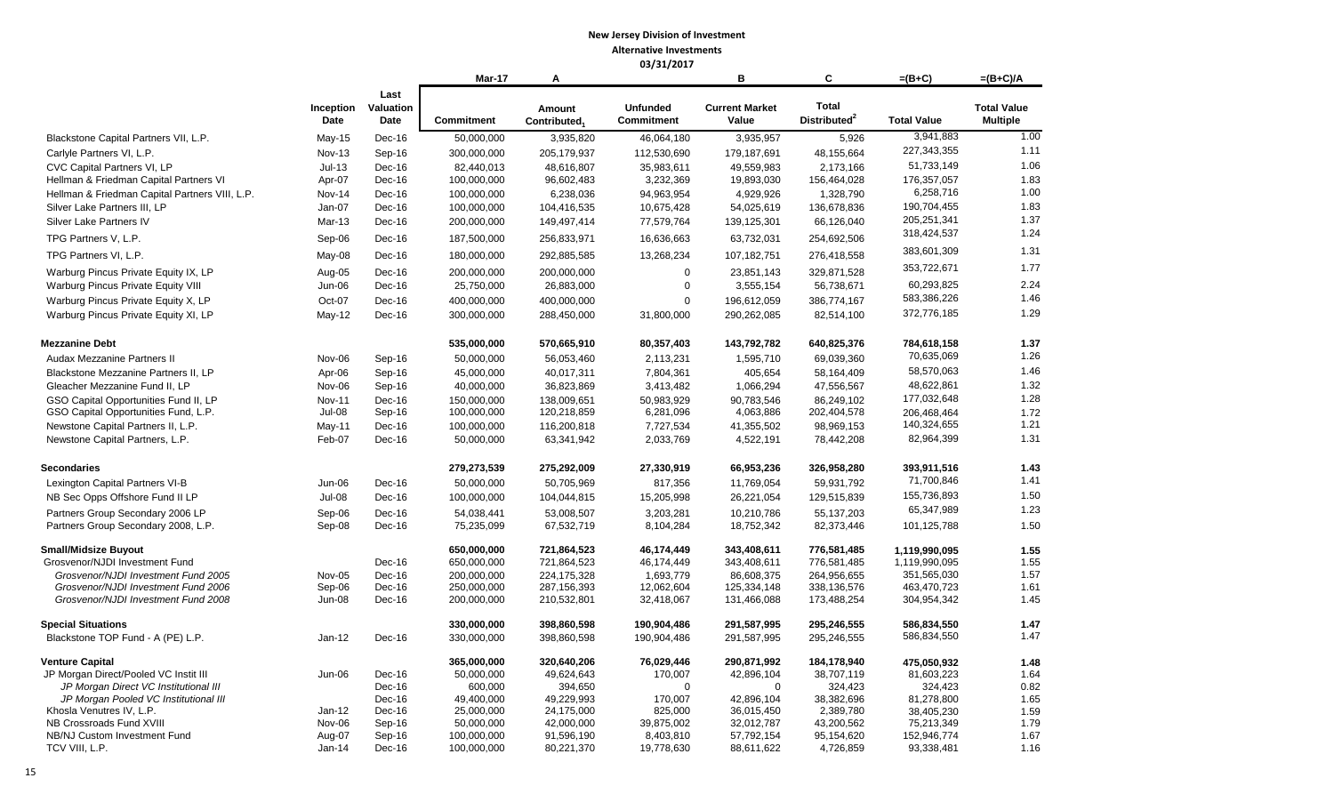**New Jersey Division of Investment**

**Alternative Investments**

**03/31/2017**

| | Inception Date | Last Valuation Date | Mar-17 Commitment | A Amount Contributed[1] | Unfunded Commitment | B Current Market Value | C Total Distributed[2] | =(B+C) Total Value | =(B+C)/A Total Value Multiple |
|---|---|---|---|---|---|---|---|---|---|
| Blackstone Capital Partners VII, L.P. | May-15 | Dec-16 | 50,000,000 | 3,935,820 | 46,064,180 | 3,935,957 | 5,926 | 3,941,883 | 1.00 |
| Carlyle Partners VI, L.P. | Nov-13 | Sep-16 | 300,000,000 | 205,179,937 | 112,530,690 | 179,187,691 | 48,155,664 | 227,343,355 | 1.11 |
| CVC Capital Partners VI, LP | Jul-13 | Dec-16 | 82,440,013 | 48,616,807 | 35,983,611 | 49,559,983 | 2,173,166 | 51,733,149 | 1.06 |
| Hellman & Friedman Capital Partners VI | Apr-07 | Dec-16 | 100,000,000 | 96,602,483 | 3,232,369 | 19,893,030 | 156,464,028 | 176,357,057 | 1.83 |
| Hellman & Friedman Capital Partners VIII, L.P. | Nov-14 | Dec-16 | 100,000,000 | 6,238,036 | 94,963,954 | 4,929,926 | 1,328,790 | 6,258,716 | 1.00 |
| Silver Lake Partners III, LP | Jan-07 | Dec-16 | 100,000,000 | 104,416,535 | 10,675,428 | 54,025,619 | 136,678,836 | 190,704,455 | 1.83 |
| Silver Lake Partners IV | Mar-13 | Dec-16 | 200,000,000 | 149,497,414 | 77,579,764 | 139,125,301 | 66,126,040 | 205,251,341 | 1.37 |
| TPG Partners V, L.P. | Sep-06 | Dec-16 | 187,500,000 | 256,833,971 | 16,636,663 | 63,732,031 | 254,692,506 | 318,424,537 | 1.24 |
| TPG Partners VI, L.P. | May-08 | Dec-16 | 180,000,000 | 292,885,585 | 13,268,234 | 107,182,751 | 276,418,558 | 383,601,309 | 1.31 |
| Warburg Pincus Private Equity IX, LP | Aug-05 | Dec-16 | 200,000,000 | 200,000,000 | 0 | 23,851,143 | 329,871,528 | 353,722,671 | 1.77 |
| Warburg Pincus Private Equity VIII | Jun-06 | Dec-16 | 25,750,000 | 26,883,000 | 0 | 3,555,154 | 56,738,671 | 60,293,825 | 2.24 |
| Warburg Pincus Private Equity X, LP | Oct-07 | Dec-16 | 400,000,000 | 400,000,000 | 0 | 196,612,059 | 386,774,167 | 583,386,226 | 1.46 |
| Warburg Pincus Private Equity XI, LP | May-12 | Dec-16 | 300,000,000 | 288,450,000 | 31,800,000 | 290,262,085 | 82,514,100 | 372,776,185 | 1.29 |
| **Mezzanine Debt** | | | **535,000,000** | **570,665,910** | **80,357,403** | **143,792,782** | **640,825,376** | **784,618,158** | **1.37** |
| Audax Mezzanine Partners II | Nov-06 | Sep-16 | 50,000,000 | 56,053,460 | 2,113,231 | 1,595,710 | 69,039,360 | 70,635,069 | 1.26 |
| Blackstone Mezzanine Partners II, LP | Apr-06 | Sep-16 | 45,000,000 | 40,017,311 | 7,804,361 | 405,654 | 58,164,409 | 58,570,063 | 1.46 |
| Gleacher Mezzanine Fund II, LP | Nov-06 | Sep-16 | 40,000,000 | 36,823,869 | 3,413,482 | 1,066,294 | 47,556,567 | 48,622,861 | 1.32 |
| GSO Capital Opportunities Fund II, LP | Nov-11 | Dec-16 | 150,000,000 | 138,009,651 | 50,983,929 | 90,783,546 | 86,249,102 | 177,032,648 | 1.28 |
| GSO Capital Opportunities Fund, L.P. | Jul-08 | Sep-16 | 100,000,000 | 120,218,859 | 6,281,096 | 4,063,886 | 202,404,578 | 206,468,464 | 1.72 |
| Newstone Capital Partners II, L.P. | May-11 | Dec-16 | 100,000,000 | 116,200,818 | 7,727,534 | 41,355,502 | 98,969,153 | 140,324,655 | 1.21 |
| Newstone Capital Partners, L.P. | Feb-07 | Dec-16 | 50,000,000 | 63,341,942 | 2,033,769 | 4,522,191 | 78,442,208 | 82,964,399 | 1.31 |
| **Secondaries** | | | **279,273,539** | **275,292,009** | **27,330,919** | **66,953,236** | **326,958,280** | **393,911,516** | **1.43** |
| Lexington Capital Partners VI-B | Jun-06 | Dec-16 | 50,000,000 | 50,705,969 | 817,356 | 11,769,054 | 59,931,792 | 71,700,846 | 1.41 |
| NB Sec Opps Offshore Fund II LP | Jul-08 | Dec-16 | 100,000,000 | 104,044,815 | 15,205,998 | 26,221,054 | 129,515,839 | 155,736,893 | 1.50 |
| Partners Group Secondary 2006 LP | Sep-06 | Dec-16 | 54,038,441 | 53,008,507 | 3,203,281 | 10,210,786 | 55,137,203 | 65,347,989 | 1.23 |
| Partners Group Secondary 2008, L.P. | Sep-08 | Dec-16 | 75,235,099 | 67,532,719 | 8,104,284 | 18,752,342 | 82,373,446 | 101,125,788 | 1.50 |
| **Small/Midsize Buyout** | | | **650,000,000** | **721,864,523** | **46,174,449** | **343,408,611** | **776,581,485** | **1,119,990,095** | **1.55** |
| Grosvenor/NJDI Investment Fund | | Dec-16 | 650,000,000 | 721,864,523 | 46,174,449 | 343,408,611 | 776,581,485 | 1,119,990,095 | 1.55 |
| *Grosvenor/NJDI Investment Fund 2005* | Nov-05 | Dec-16 | 200,000,000 | 224,175,328 | 1,693,779 | 86,608,375 | 264,956,655 | 351,565,030 | 1.57 |
| *Grosvenor/NJDI Investment Fund 2006* | Sep-06 | Dec-16 | 250,000,000 | 287,156,393 | 12,062,604 | 125,334,148 | 338,136,576 | 463,470,723 | 1.61 |
| *Grosvenor/NJDI Investment Fund 2008* | Jun-08 | Dec-16 | 200,000,000 | 210,532,801 | 32,418,067 | 131,466,088 | 173,488,254 | 304,954,342 | 1.45 |
| **Special Situations** | | | **330,000,000** | **398,860,598** | **190,904,486** | **291,587,995** | **295,246,555** | **586,834,550** | **1.47** |
| Blackstone TOP Fund - A (PE) L.P. | Jan-12 | Dec-16 | 330,000,000 | 398,860,598 | 190,904,486 | 291,587,995 | 295,246,555 | 586,834,550 | 1.47 |
| **Venture Capital** | | | **365,000,000** | **320,640,206** | **76,029,446** | **290,871,992** | **184,178,940** | **475,050,932** | **1.48** |
| JP Morgan Direct/Pooled VC Instit III | Jun-06 | Dec-16 | 50,000,000 | 49,624,643 | 170,007 | 42,896,104 | 38,707,119 | 81,603,223 | 1.64 |
| *JP Morgan Direct VC Institutional III* | | Dec-16 | 600,000 | 394,650 | 0 | 0 | 324,423 | 324,423 | 0.82 |
| *JP Morgan Pooled VC Institutional III* | | Dec-16 | 49,400,000 | 49,229,993 | 170,007 | 42,896,104 | 38,382,696 | 81,278,800 | 1.65 |
| Khosla Venutres IV, L.P. | Jan-12 | Dec-16 | 25,000,000 | 24,175,000 | 825,000 | 36,015,450 | 2,389,780 | 38,405,230 | 1.59 |
| NB Crossroads Fund XVIII | Nov-06 | Sep-16 | 50,000,000 | 42,000,000 | 39,875,002 | 32,012,787 | 43,200,562 | 75,213,349 | 1.79 |
| NB/NJ Custom Investment Fund | Aug-07 | Sep-16 | 100,000,000 | 91,596,190 | 8,403,810 | 57,792,154 | 95,154,620 | 152,946,774 | 1.67 |
| TCV VIII, L.P. | Jan-14 | Dec-16 | 100,000,000 | 80,221,370 | 19,778,630 | 88,611,622 | 4,726,859 | 93,338,481 | 1.16 |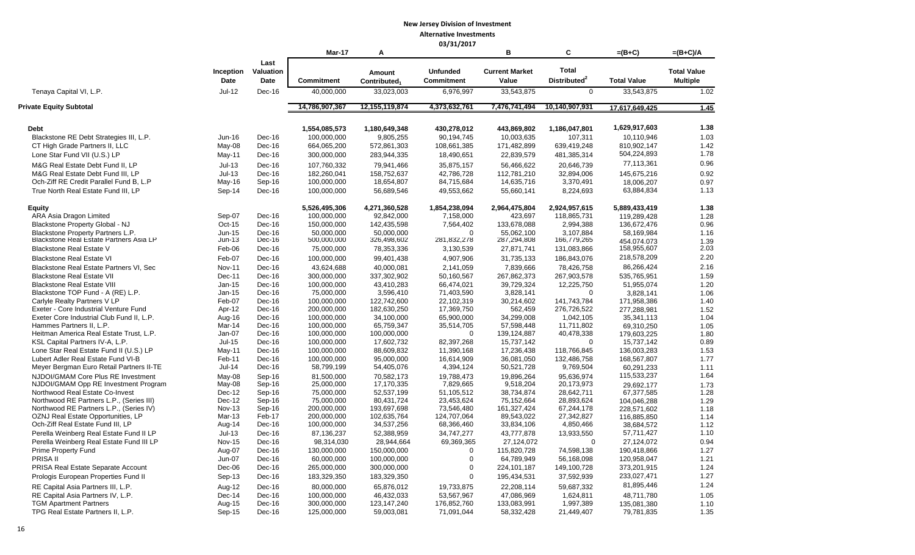# New Jersey Division of Investment

## Alternative Investments

## 03/31/2017

| | Inception Date | Last Valuation Date | Mar-17 Commitment | A Amount Contributed[1] | Unfunded Commitment | B Current Market Value | C Total Distributed[2] | =(B+C) Total Value | =(B+C)/A Total Value Multiple |
|---|---|---|---|---|---|---|---|---|---|
| Tenaya Capital VI, L.P. | Jul-12 | Dec-16 | 40,000,000 | 33,023,003 | 6,976,997 | 33,543,875 | 0 | 33,543,875 | 1.02 |
| **Private Equity Subtotal** | | | 14,786,907,367 | 12,155,119,874 | 4,373,632,761 | 7,476,741,494 | 10,140,907,931 | 17,617,649,425 | 1.45 |
| **Debt** | | | 1,554,085,573 | 1,180,649,348 | 430,278,012 | 443,869,802 | 1,186,047,801 | 1,629,917,603 | 1.38 |
| Blackstone RE Debt Strategies III, L.P. | Jun-16 | Dec-16 | 100,000,000 | 9,805,255 | 90,194,745 | 10,003,635 | 107,311 | 10,110,946 | 1.03 |
| CT High Grade Partners II, LLC | May-08 | Dec-16 | 664,065,200 | 572,861,303 | 108,661,385 | 171,482,899 | 639,419,248 | 810,902,147 | 1.42 |
| Lone Star Fund VII (U.S.) LP | May-11 | Dec-16 | 300,000,000 | 283,944,335 | 18,490,651 | 22,839,579 | 481,385,314 | 504,224,893 | 1.78 |
| M&G Real Estate Debt Fund II, LP | Jul-13 | Dec-16 | 107,760,332 | 79,941,466 | 35,875,157 | 56,466,622 | 20,646,739 | 77,113,361 | 0.96 |
| M&G Real Estate Debt Fund III, LP | Jul-13 | Dec-16 | 182,260,041 | 158,752,637 | 42,786,728 | 112,781,210 | 32,894,006 | 145,675,216 | 0.92 |
| Och-Ziff RE Credit Parallel Fund B, L.P | May-16 | Sep-16 | 100,000,000 | 18,654,807 | 84,715,684 | 14,635,716 | 3,370,491 | 18,006,207 | 0.97 |
| True North Real Estate Fund III, LP | Sep-14 | Dec-16 | 100,000,000 | 56,689,546 | 49,553,662 | 55,660,141 | 8,224,693 | 63,884,834 | 1.13 |
| **Equity** | | | 5,526,495,306 | 4,271,360,528 | 1,854,238,094 | 2,964,475,804 | 2,924,957,615 | 5,889,433,419 | 1.38 |
| ARA Asia Dragon Limited | Sep-07 | Dec-16 | 100,000,000 | 92,842,000 | 7,158,000 | 423,697 | 118,865,731 | 119,289,428 | 1.28 |
| Blackstone Property Global - NJ | Oct-15 | Dec-16 | 150,000,000 | 142,435,598 | 7,564,402 | 133,678,088 | 2,994,388 | 136,672,476 | 0.96 |
| Blackstone Property Partners L.P. | Jun-15 | Dec-16 | 50,000,000 | 50,000,000 | 0 | 55,062,100 | 3,107,884 | 58,169,984 | 1.16 |
| Blackstone Real Estate Partners Asia LP | Jun-13 | Dec-16 | 500,000,000 | 326,498,602 | 281,832,278 | 287,294,808 | 166,779,265 | 454,074,073 | 1.39 |
| Blackstone Real Estate V | Feb-06 | Dec-16 | 75,000,000 | 78,353,336 | 3,130,539 | 27,871,741 | 131,083,866 | 158,955,607 | 2.03 |
| Blackstone Real Estate VI | Feb-07 | Dec-16 | 100,000,000 | 99,401,438 | 4,907,906 | 31,735,133 | 186,843,076 | 218,578,209 | 2.20 |
| Blackstone Real Estate Partners VI, Sec | Nov-11 | Dec-16 | 43,624,688 | 40,000,081 | 2,141,059 | 7,839,666 | 78,426,758 | 86,266,424 | 2.16 |
| Blackstone Real Estate VII | Dec-11 | Dec-16 | 300,000,000 | 337,302,902 | 50,160,567 | 267,862,373 | 267,903,578 | 535,765,951 | 1.59 |
| Blackstone Real Estate VIII | Jan-15 | Dec-16 | 100,000,000 | 43,410,283 | 66,474,021 | 39,729,324 | 12,225,750 | 51,955,074 | 1.20 |
| Blackstone TOP Fund - A (RE) L.P. | Jan-15 | Dec-16 | 75,000,000 | 3,596,410 | 71,403,590 | 3,828,141 | 0 | 3,828,141 | 1.06 |
| Carlyle Realty Partners V LP | Feb-07 | Dec-16 | 100,000,000 | 122,742,600 | 22,102,319 | 30,214,602 | 141,743,784 | 171,958,386 | 1.40 |
| Exeter - Core Industrial Venture Fund | Apr-12 | Dec-16 | 200,000,000 | 182,630,250 | 17,369,750 | 562,459 | 276,726,522 | 277,288,981 | 1.52 |
| Exeter Core Industrial Club Fund II, L.P. | Aug-16 | Dec-16 | 100,000,000 | 34,100,000 | 65,900,000 | 34,299,008 | 1,042,105 | 35,341,113 | 1.04 |
| Hammes Partners II, L.P. | Mar-14 | Dec-16 | 100,000,000 | 65,759,347 | 35,514,705 | 57,598,448 | 11,711,802 | 69,310,250 | 1.05 |
| Heitman America Real Estate Trust, L.P. | Jan-07 | Dec-16 | 100,000,000 | 100,000,000 | 0 | 139,124,887 | 40,478,338 | 179,603,225 | 1.80 |
| KSL Capital Partners IV-A, L.P. | Jul-15 | Dec-16 | 100,000,000 | 17,602,732 | 82,397,268 | 15,737,142 | 0 | 15,737,142 | 0.89 |
| Lone Star Real Estate Fund II (U.S.) LP | May-11 | Dec-16 | 100,000,000 | 88,609,832 | 11,390,168 | 17,236,438 | 118,766,845 | 136,003,283 | 1.53 |
| Lubert Adler Real Estate Fund VI-B | Feb-11 | Dec-16 | 100,000,000 | 95,000,000 | 16,614,909 | 36,081,050 | 132,486,758 | 168,567,807 | 1.77 |
| Meyer Bergman Euro Retail Partners II-TE | Jul-14 | Dec-16 | 58,799,199 | 54,405,076 | 4,394,124 | 50,521,728 | 9,769,504 | 60,291,233 | 1.11 |
| NJDOI/GMAM Core Plus RE Investment | May-08 | Sep-16 | 81,500,000 | 70,582,173 | 19,788,473 | 19,896,264 | 95,636,974 | 115,533,237 | 1.64 |
| NJDOI/GMAM Opp RE Investment Program | May-08 | Sep-16 | 25,000,000 | 17,170,335 | 7,829,665 | 9,518,204 | 20,173,973 | 29,692,177 | 1.73 |
| Northwood Real Estate Co-Invest | Dec-12 | Sep-16 | 75,000,000 | 52,537,199 | 51,105,512 | 38,734,874 | 28,642,711 | 67,377,585 | 1.28 |
| Northwood RE Partners L.P., (Series III) | Dec-12 | Sep-16 | 75,000,000 | 80,431,724 | 23,453,624 | 75,152,664 | 28,893,624 | 104,046,288 | 1.29 |
| Northwood RE Partners L.P., (Series IV) | Nov-13 | Sep-16 | 200,000,000 | 193,697,698 | 73,546,480 | 161,327,424 | 67,244,178 | 228,571,602 | 1.18 |
| OZNJ Real Estate Opportunities, LP | Mar-13 | Feb-17 | 200,000,000 | 102,635,764 | 124,707,064 | 89,543,022 | 27,342,827 | 116,885,850 | 1.14 |
| Och-Ziff Real Estate Fund III, LP | Aug-14 | Dec-16 | 100,000,000 | 34,537,256 | 68,366,460 | 33,834,106 | 4,850,466 | 38,684,572 | 1.12 |
| Perella Weinberg Real Estate Fund II LP | Jul-13 | Dec-16 | 87,136,237 | 52,388,959 | 34,747,277 | 43,777,878 | 13,933,550 | 57,711,427 | 1.10 |
| Perella Weinberg Real Estate Fund III LP | Nov-15 | Dec-16 | 98,314,030 | 28,944,664 | 69,369,365 | 27,124,072 | 0 | 27,124,072 | 0.94 |
| Prime Property Fund | Aug-07 | Dec-16 | 130,000,000 | 150,000,000 | 0 | 115,820,728 | 74,598,138 | 190,418,866 | 1.27 |
| PRISA II | Jun-07 | Dec-16 | 60,000,000 | 100,000,000 | 0 | 64,789,949 | 56,168,098 | 120,958,047 | 1.21 |
| PRISA Real Estate Separate Account | Dec-06 | Dec-16 | 265,000,000 | 300,000,000 | 0 | 224,101,187 | 149,100,728 | 373,201,915 | 1.24 |
| Prologis European Properties Fund II | Sep-13 | Dec-16 | 183,329,350 | 183,329,350 | 0 | 195,434,531 | 37,592,939 | 233,027,471 | 1.27 |
| RE Capital Asia Partners III, L.P. | Aug-12 | Dec-16 | 80,000,000 | 65,876,012 | 19,733,875 | 22,208,114 | 59,687,332 | 81,895,446 | 1.24 |
| RE Capital Asia Partners IV, L.P. | Dec-14 | Dec-16 | 100,000,000 | 46,432,033 | 53,567,967 | 47,086,969 | 1,624,811 | 48,711,780 | 1.05 |
| TGM Apartment Partners | Aug-15 | Dec-16 | 300,000,000 | 123,147,240 | 176,852,760 | 133,083,991 | 1,997,389 | 135,081,380 | 1.10 |
| TPG Real Estate Partners II, L.P. | Sep-15 | Dec-16 | 125,000,000 | 59,003,081 | 71,091,044 | 58,332,428 | 21,449,407 | 79,781,835 | 1.35 |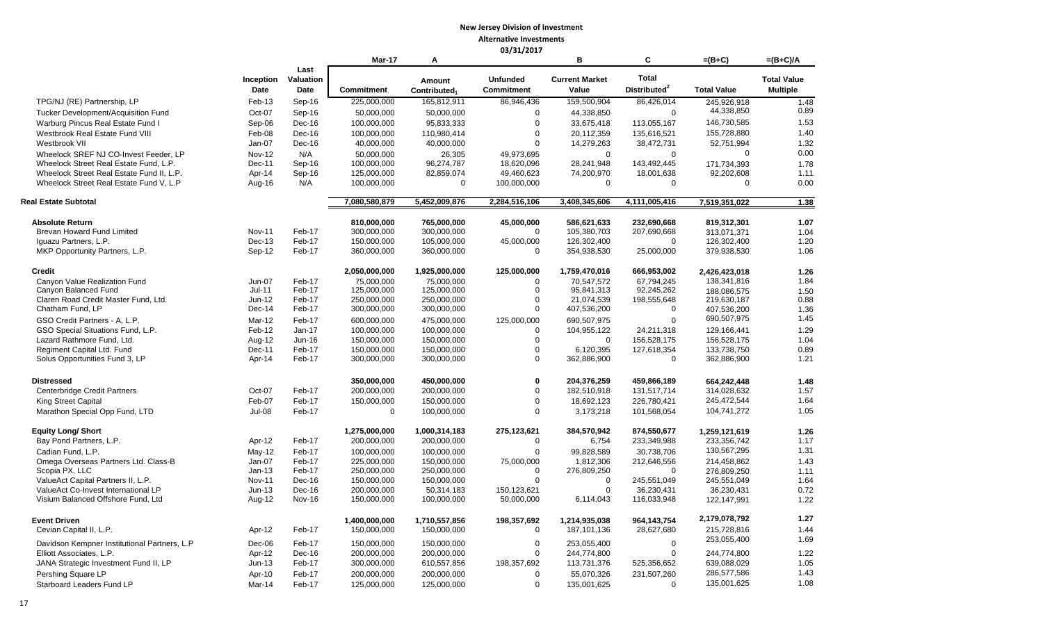**New Jersey Division of Investment**

**Alternative Investments**

**03/31/2017**

| | Inception Date | Last Valuation Date | Mar-17 Commitment | A Amount Contributed[1] | Unfunded Commitment | B Current Market Value | C Total Distributed[2] | =(B+C) Total Value | =(B+C)/A Total Value Multiple |
|---|---|---|---|---|---|---|---|---|---|
| TPG/NJ (RE) Partnership, LP | Feb-13 | Sep-16 | 225,000,000 | 165,812,911 | 86,946,436 | 159,500,904 | 86,426,014 | 245,926,918 | 1.48 |
| Tucker Development/Acquisition Fund | Oct-07 | Sep-16 | 50,000,000 | 50,000,000 | 0 | 44,338,850 | 0 | 44,338,850 | 0.89 |
| Warburg Pincus Real Estate Fund I | Sep-06 | Dec-16 | 100,000,000 | 95,833,333 | 0 | 33,675,418 | 113,055,167 | 146,730,585 | 1.53 |
| Westbrook Real Estate Fund VIII | Feb-08 | Dec-16 | 100,000,000 | 110,980,414 | 0 | 20,112,359 | 135,616,521 | 155,728,880 | 1.40 |
| Westbrook VII | Jan-07 | Dec-16 | 40,000,000 | 40,000,000 | 0 | 14,279,263 | 38,472,731 | 52,751,994 | 1.32 |
| Wheelock SREF NJ CO-Invest Feeder, LP | Nov-12 | N/A | 50,000,000 | 26,305 | 49,973,695 | 0 | 0 | 0 | 0.00 |
| Wheelock Street Real Estate Fund, L.P. | Dec-11 | Sep-16 | 100,000,000 | 96,274,787 | 18,620,096 | 28,241,948 | 143,492,445 | 171,734,393 | 1.78 |
| Wheelock Street Real Estate Fund II, L.P. | Apr-14 | Sep-16 | 125,000,000 | 82,859,074 | 49,460,623 | 74,200,970 | 18,001,638 | 92,202,608 | 1.11 |
| Wheelock Street Real Estate Fund V, L.P | Aug-16 | N/A | 100,000,000 | 0 | 100,000,000 | 0 | 0 | 0 | 0.00 |
| **Real Estate Subtotal** | | | **7,080,580,879** | **5,452,009,876** | **2,284,516,106** | **3,408,345,606** | **4,111,005,416** | **7,519,351,022** | **1.38** |
| **Absolute Return** | | | **810,000,000** | **765,000,000** | **45,000,000** | **586,621,633** | **232,690,668** | **819,312,301** | **1.07** |
| Brevan Howard Fund Limited | Nov-11 | Feb-17 | 300,000,000 | 300,000,000 | 0 | 105,380,703 | 207,690,668 | 313,071,371 | 1.04 |
| Iguazu Partners, L.P. | Dec-13 | Feb-17 | 150,000,000 | 105,000,000 | 45,000,000 | 126,302,400 | 0 | 126,302,400 | 1.20 |
| MKP Opportunity Partners, L.P. | Sep-12 | Feb-17 | 360,000,000 | 360,000,000 | 0 | 354,938,530 | 25,000,000 | 379,938,530 | 1.06 |
| **Credit** | | | **2,050,000,000** | **1,925,000,000** | **125,000,000** | **1,759,470,016** | **666,953,002** | **2,426,423,018** | **1.26** |
| Canyon Value Realization Fund | Jun-07 | Feb-17 | 75,000,000 | 75,000,000 | 0 | 70,547,572 | 67,794,245 | 138,341,816 | 1.84 |
| Canyon Balanced Fund | Jul-11 | Feb-17 | 125,000,000 | 125,000,000 | 0 | 95,841,313 | 92,245,262 | 188,086,575 | 1.50 |
| Claren Road Credit Master Fund, Ltd. | Jun-12 | Feb-17 | 250,000,000 | 250,000,000 | 0 | 21,074,539 | 198,555,648 | 219,630,187 | 0.88 |
| Chatham Fund, LP | Dec-14 | Feb-17 | 300,000,000 | 300,000,000 | 0 | 407,536,200 | 0 | 407,536,200 | 1.36 |
| GSO Credit Partners - A, L.P. | Mar-12 | Feb-17 | 600,000,000 | 475,000,000 | 125,000,000 | 690,507,975 | 0 | 690,507,975 | 1.45 |
| GSO Special Situations Fund, L.P. | Feb-12 | Jan-17 | 100,000,000 | 100,000,000 | 0 | 104,955,122 | 24,211,318 | 129,166,441 | 1.29 |
| Lazard Rathmore Fund, Ltd. | Aug-12 | Jun-16 | 150,000,000 | 150,000,000 | 0 | 0 | 156,528,175 | 156,528,175 | 1.04 |
| Regiment Capital Ltd. Fund | Dec-11 | Feb-17 | 150,000,000 | 150,000,000 | 0 | 6,120,395 | 127,618,354 | 133,738,750 | 0.89 |
| Solus Opportunities Fund 3, LP | Apr-14 | Feb-17 | 300,000,000 | 300,000,000 | 0 | 362,886,900 | 0 | 362,886,900 | 1.21 |
| **Distressed** | | | **350,000,000** | **450,000,000** | **0** | **204,376,259** | **459,866,189** | **664,242,448** | **1.48** |
| Centerbridge Credit Partners | Oct-07 | Feb-17 | 200,000,000 | 200,000,000 | 0 | 182,510,918 | 131,517,714 | 314,028,632 | 1.57 |
| King Street Capital | Feb-07 | Feb-17 | 150,000,000 | 150,000,000 | 0 | 18,692,123 | 226,780,421 | 245,472,544 | 1.64 |
| Marathon Special Opp Fund, LTD | Jul-08 | Feb-17 | 0 | 100,000,000 | 0 | 3,173,218 | 101,568,054 | 104,741,272 | 1.05 |
| **Equity Long/ Short** | | | **1,275,000,000** | **1,000,314,183** | **275,123,621** | **384,570,942** | **874,550,677** | **1,259,121,619** | **1.26** |
| Bay Pond Partners, L.P. | Apr-12 | Feb-17 | 200,000,000 | 200,000,000 | 0 | 6,754 | 233,349,988 | 233,356,742 | 1.17 |
| Cadian Fund, L.P. | May-12 | Feb-17 | 100,000,000 | 100,000,000 | 0 | 99,828,589 | 30,738,706 | 130,567,295 | 1.31 |
| Omega Overseas Partners Ltd. Class-B | Jan-07 | Feb-17 | 225,000,000 | 150,000,000 | 75,000,000 | 1,812,306 | 212,646,556 | 214,458,862 | 1.43 |
| Scopia PX, LLC | Jan-13 | Feb-17 | 250,000,000 | 250,000,000 | 0 | 276,809,250 | 0 | 276,809,250 | 1.11 |
| ValueAct Capital Partners II, L.P. | Nov-11 | Dec-16 | 150,000,000 | 150,000,000 | 0 | 0 | 245,551,049 | 245,551,049 | 1.64 |
| ValueAct Co-Invest International LP | Jun-13 | Dec-16 | 200,000,000 | 50,314,183 | 150,123,621 | 0 | 36,230,431 | 36,230,431 | 0.72 |
| Visium Balanced Offshore Fund, Ltd | Aug-12 | Nov-16 | 150,000,000 | 100,000,000 | 50,000,000 | 6,114,043 | 116,033,948 | 122,147,991 | 1.22 |
| **Event Driven** | | | **1,400,000,000** | **1,710,557,856** | **198,357,692** | **1,214,935,038** | **964,143,754** | **2,179,078,792** | **1.27** |
| Cevian Capital II, L.P. | Apr-12 | Feb-17 | 150,000,000 | 150,000,000 | 0 | 187,101,136 | 28,627,680 | 215,728,816 | 1.44 |
| Davidson Kempner Institutional Partners, L.P | Dec-06 | Feb-17 | 150,000,000 | 150,000,000 | 0 | 253,055,400 | 0 | 253,055,400 | 1.69 |
| Elliott Associates, L.P. | Apr-12 | Dec-16 | 200,000,000 | 200,000,000 | 0 | 244,774,800 | 0 | 244,774,800 | 1.22 |
| JANA Strategic Investment Fund II, LP | Jun-13 | Feb-17 | 300,000,000 | 610,557,856 | 198,357,692 | 113,731,376 | 525,356,652 | 639,088,029 | 1.05 |
| Pershing Square LP | Apr-10 | Feb-17 | 200,000,000 | 200,000,000 | 0 | 55,070,326 | 231,507,260 | 286,577,586 | 1.43 |
| Starboard Leaders Fund LP | Mar-14 | Feb-17 | 125,000,000 | 125,000,000 | 0 | 135,001,625 | 0 | 135,001,625 | 1.08 |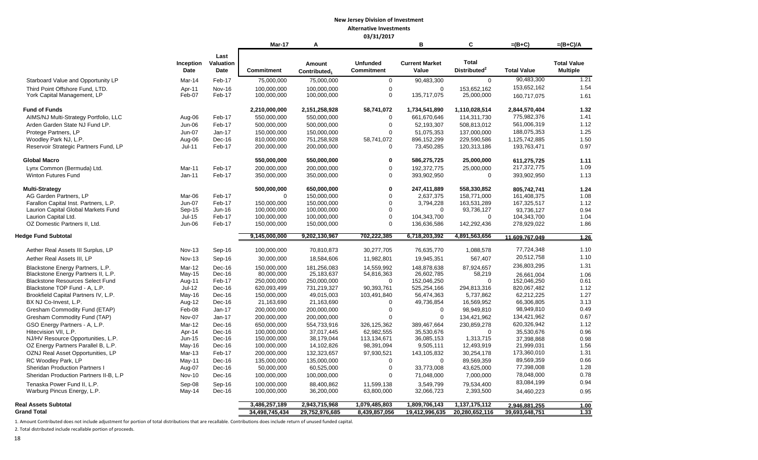**New Jersey Division of Investment**

**Alternative Investments**

**03/31/2017**

| | Inception Date | Last Valuation Date | Mar-17 Commitment | A Amount Contributed[1] | Unfunded Commitment | B Current Market Value | C Total Distributed[2] | =(B+C) Total Value | =(B+C)/A Total Value Multiple |
|---|---|---|---|---|---|---|---|---|---|
| Starboard Value and Opportunity LP | Mar-14 | Feb-17 | 75,000,000 | 75,000,000 | 0 | 90,483,300 | 0 | 90,483,300 | 1.21 |
| Third Point Offshore Fund, LTD. | Apr-11 | Nov-16 | 100,000,000 | 100,000,000 | 0 | 0 | 153,652,162 | 153,652,162 | 1.54 |
| York Capital Management, LP | Feb-07 | Feb-17 | 100,000,000 | 100,000,000 | 0 | 135,717,075 | 25,000,000 | 160,717,075 | 1.61 |
| **Fund of Funds** | | | **2,210,000,000** | **2,151,258,928** | **58,741,072** | **1,734,541,890** | **1,110,028,514** | **2,844,570,404** | **1.32** |
| AIMS/NJ Multi-Strategy Portfolio, LLC | Aug-06 | Feb-17 | 550,000,000 | 550,000,000 | 0 | 661,670,646 | 114,311,730 | 775,982,376 | 1.41 |
| Arden Garden State NJ Fund LP. | Jun-06 | Feb-17 | 500,000,000 | 500,000,000 | 0 | 52,193,307 | 508,813,012 | 561,006,319 | 1.12 |
| Protege Partners, LP | Jun-07 | Jan-17 | 150,000,000 | 150,000,000 | 0 | 51,075,353 | 137,000,000 | 188,075,353 | 1.25 |
| Woodley Park NJ, L.P. | Aug-06 | Dec-16 | 810,000,000 | 751,258,928 | 58,741,072 | 896,152,299 | 229,590,586 | 1,125,742,885 | 1.50 |
| Reservoir Strategic Partners Fund, LP | Jul-11 | Feb-17 | 200,000,000 | 200,000,000 | 0 | 73,450,285 | 120,313,186 | 193,763,471 | 0.97 |
| **Global Macro** | | | **550,000,000** | **550,000,000** | **0** | **586,275,725** | **25,000,000** | **611,275,725** | **1.11** |
| Lynx Common (Bermuda) Ltd. | Mar-11 | Feb-17 | 200,000,000 | 200,000,000 | 0 | 192,372,775 | 25,000,000 | 217,372,775 | 1.09 |
| Winton Futures Fund | Jan-11 | Feb-17 | 350,000,000 | 350,000,000 | 0 | 393,902,950 | 0 | 393,902,950 | 1.13 |
| **Multi-Strategy** | | | **500,000,000** | **650,000,000** | **0** | **247,411,889** | **558,330,852** | **805,742,741** | **1.24** |
| AG Garden Partners, LP | Mar-06 | Feb-17 | 0 | 150,000,000 | 0 | 2,637,375 | 158,771,000 | 161,408,375 | 1.08 |
| Farallon Capital Inst. Partners, L.P. | Jun-07 | Feb-17 | 150,000,000 | 150,000,000 | 0 | 3,794,228 | 163,531,289 | 167,325,517 | 1.12 |
| Laurion Capital Global Markets Fund | Sep-15 | Jun-16 | 100,000,000 | 100,000,000 | 0 | 0 | 93,736,127 | 93,736,127 | 0.94 |
| Laurion Capital Ltd. | Jul-15 | Feb-17 | 100,000,000 | 100,000,000 | 0 | 104,343,700 | 0 | 104,343,700 | 1.04 |
| OZ Domestic Partners II, Ltd. | Jun-06 | Feb-17 | 150,000,000 | 150,000,000 | 0 | 136,636,586 | 142,292,436 | 278,929,022 | 1.86 |
| **Hedge Fund Subtotal** | | | **9,145,000,000** | **9,202,130,967** | **702,222,385** | **6,718,203,392** | **4,891,563,656** | **11,609,767,049** | **1.26** |
| Aether Real Assets III Surplus, LP | Nov-13 | Sep-16 | 100,000,000 | 70,810,873 | 30,277,705 | 76,635,770 | 1,088,578 | 77,724,348 | 1.10 |
| Aether Real Assets III, LP | Nov-13 | Sep-16 | 30,000,000 | 18,584,606 | 11,982,801 | 19,945,351 | 567,407 | 20,512,758 | 1.10 |
| Blackstone Energy Partners, L.P. | Mar-12 | Dec-16 | 150,000,000 | 181,256,083 | 14,559,992 | 148,878,638 | 87,924,657 | 236,803,295 | 1.31 |
| Blackstone Energy Partners II, L.P. | May-15 | Dec-16 | 80,000,000 | 25,183,637 | 54,816,363 | 26,602,785 | 58,219 | 26,661,004 | 1.06 |
| Blackstone Resources Select Fund | Aug-11 | Feb-17 | 250,000,000 | 250,000,000 | 0 | 152,046,250 | 0 | 152,046,250 | 0.61 |
| Blackstone TOP Fund - A, L.P. | Jul-12 | Dec-16 | 620,093,499 | 731,219,327 | 90,393,761 | 525,254,166 | 294,813,316 | 820,067,482 | 1.12 |
| Brookfield Capital Partners IV, L.P. | May-16 | Dec-16 | 150,000,000 | 49,015,003 | 103,491,840 | 56,474,363 | 5,737,862 | 62,212,225 | 1.27 |
| BX NJ Co-Invest, L.P. | Aug-12 | Dec-16 | 21,163,690 | 21,163,690 | 0 | 49,736,854 | 16,569,952 | 66,306,805 | 3.13 |
| Gresham Commodity Fund (ETAP) | Feb-08 | Jan-17 | 200,000,000 | 200,000,000 | 0 | 0 | 98,949,810 | 98,949,810 | 0.49 |
| Gresham Commodity Fund (TAP) | Nov-07 | Jan-17 | 200,000,000 | 200,000,000 | 0 | 0 | 134,421,962 | 134,421,962 | 0.67 |
| GSO Energy Partners - A, L.P. | Mar-12 | Dec-16 | 650,000,000 | 554,733,916 | 326,125,362 | 389,467,664 | 230,859,278 | 620,326,942 | 1.12 |
| Hitecvision VII, L.P. | Apr-14 | Dec-16 | 100,000,000 | 37,017,445 | 62,982,555 | 35,530,676 | 0 | 35,530,676 | 0.96 |
| NJ/HV Resource Opportunities, L.P. | Jun-15 | Dec-16 | 150,000,000 | 38,179,044 | 113,134,671 | 36,085,153 | 1,313,715 | 37,398,868 | 0.98 |
| OZ Energy Partners Parallel B, L.P. | May-16 | Dec-16 | 100,000,000 | 14,102,826 | 98,391,094 | 9,505,111 | 12,493,919 | 21,999,031 | 1.56 |
| OZNJ Real Asset Opportunities, LP | Mar-13 | Feb-17 | 200,000,000 | 132,323,657 | 97,930,521 | 143,105,832 | 30,254,178 | 173,360,010 | 1.31 |
| RC Woodley Park, LP | May-11 | Dec-16 | 135,000,000 | 135,000,000 | 0 | 0 | 89,569,359 | 89,569,359 | 0.66 |
| Sheridan Production Partners I | Aug-07 | Dec-16 | 50,000,000 | 60,525,000 | 0 | 33,773,008 | 43,625,000 | 77,398,008 | 1.28 |
| Sheridan Production Partners II-B, L.P | Nov-10 | Dec-16 | 100,000,000 | 100,000,000 | 0 | 71,048,000 | 7,000,000 | 78,048,000 | 0.78 |
| Tenaska Power Fund II, L.P. | Sep-08 | Sep-16 | 100,000,000 | 88,400,862 | 11,599,138 | 3,549,799 | 79,534,400 | 83,084,199 | 0.94 |
| Warburg Pincus Energy, L.P. | May-14 | Dec-16 | 100,000,000 | 36,200,000 | 63,800,000 | 32,066,723 | 2,393,500 | 34,460,223 | 0.95 |
| **Real Assets Subtotal** | | | **3,486,257,189** | **2,943,715,968** | **1,079,485,803** | **1,809,706,143** | **1,137,175,112** | **2,946,881,255** | **1.00** |
| **Grand Total** | | | **34,498,745,434** | **29,752,976,685** | **8,439,857,056** | **19,412,996,635** | **20,280,652,116** | **39,693,648,751** | **1.33** |

1. Amount Contributed does not include adjustment for portion of total distributions that are recallable. Contributions does include return of unused funded capital.

2. Total distributed include recallable portion of proceeds.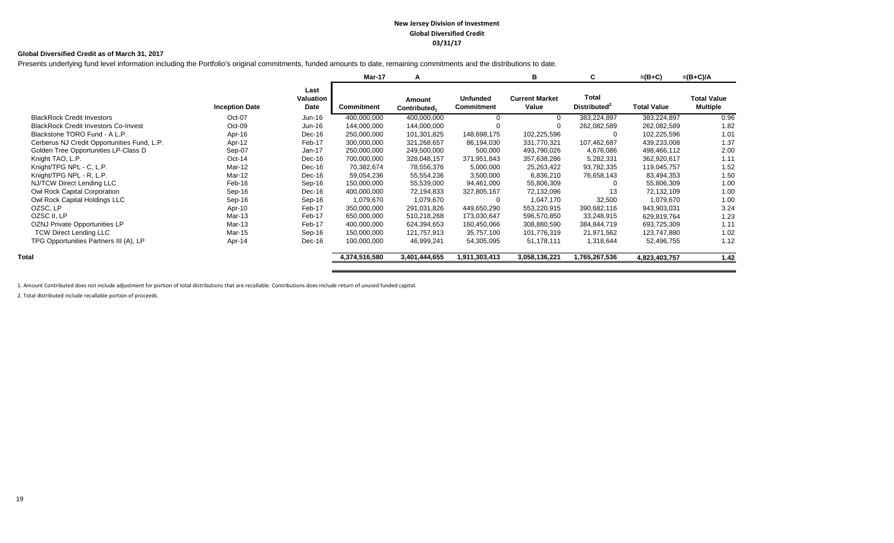**New Jersey Division of Investment**
**Global Diversified Credit**
**03/31/17**

**Global Diversified Credit as of March 31, 2017**

Presents underlying fund level information including the Portfolio's original commitments, funded amounts to date, remaining commitments and the distributions to date.

| | | | Mar-17 | A | | B | C | =(B+C) | =(B+C)/A |
|---|---|---|---|---|---|---|---|---|---|
| | Inception Date | Last Valuation Date | Commitment | Amount Contributed[1] | Unfunded Commitment | Current Market Value | Total Distributed[2] | Total Value | Total Value Multiple |
| BlackRock Credit Investors | Oct-07 | Jun-16 | 400,000,000 | 400,000,000 | 0 | 0 | 383,224,897 | 383,224,897 | 0.96 |
| BlackRock Credit Investors Co-Invest | Oct-09 | Jun-16 | 144,000,000 | 144,000,000 | 0 | 0 | 262,082,589 | 262,082,589 | 1.82 |
| Blackstone TORO Fund - A L.P. | Apr-16 | Dec-16 | 250,000,000 | 101,301,825 | 148,698,175 | 102,225,596 | 0 | 102,225,596 | 1.01 |
| Cerberus NJ Credit Opportunities Fund, L.P. | Apr-12 | Feb-17 | 300,000,000 | 321,268,657 | 86,194,030 | 331,770,321 | 107,462,687 | 439,233,008 | 1.37 |
| Golden Tree Opportunities LP-Class D | Sep-07 | Jan-17 | 250,000,000 | 249,500,000 | 500,000 | 493,790,026 | 4,676,086 | 498,466,112 | 2.00 |
| Knight TAO, L.P. | Oct-14 | Dec-16 | 700,000,000 | 328,048,157 | 371,951,843 | 357,638,286 | 5,282,331 | 362,920,617 | 1.11 |
| Knight/TPG NPL - C, L.P. | Mar-12 | Dec-16 | 70,382,674 | 78,556,376 | 5,000,000 | 25,263,422 | 93,782,335 | 119,045,757 | 1.52 |
| Knight/TPG NPL - R, L.P. | Mar-12 | Dec-16 | 59,054,236 | 55,554,236 | 3,500,000 | 6,836,210 | 76,658,143 | 83,494,353 | 1.50 |
| NJ/TCW Direct Lending LLC | Feb-16 | Sep-16 | 150,000,000 | 55,539,000 | 94,461,000 | 55,806,309 | 0 | 55,806,309 | 1.00 |
| Owl Rock Capital Corporation | Sep-16 | Dec-16 | 400,000,000 | 72,194,833 | 327,805,167 | 72,132,096 | 13 | 72,132,109 | 1.00 |
| Owl Rock Capital Holdings LLC | Sep-16 | Sep-16 | 1,079,670 | 1,079,670 | 0 | 1,047,170 | 32,500 | 1,079,670 | 1.00 |
| OZSC, LP | Apr-10 | Feb-17 | 350,000,000 | 291,031,826 | 449,650,290 | 553,220,915 | 390,682,116 | 943,903,031 | 3.24 |
| OZSC II, LP | Mar-13 | Feb-17 | 650,000,000 | 510,218,268 | 173,030,647 | 596,570,850 | 33,248,915 | 629,819,764 | 1.23 |
| OZNJ Private Opportunities LP | Mar-13 | Feb-17 | 400,000,000 | 624,394,653 | 160,450,066 | 308,880,590 | 384,844,719 | 693,725,309 | 1.11 |
| TCW Direct Lending LLC | Mar-15 | Sep-16 | 150,000,000 | 121,757,913 | 35,757,100 | 101,776,319 | 21,971,562 | 123,747,880 | 1.02 |
| TPG Opportunities Partners III (A), LP | Apr-14 | Dec-16 | 100,000,000 | 46,999,241 | 54,305,095 | 51,178,111 | 1,318,644 | 52,496,755 | 1.12 |
| **Total** | | | 4,374,516,580 | 3,401,444,655 | 1,911,303,413 | 3,058,136,221 | 1,765,267,536 | 4,823,403,757 | 1.42 |

1. Amount Contributed does not include adjustment for portion of total distributions that are recallable. Contributions does include return of unused funded capital.

2. Total distributed include recallable portion of proceeds.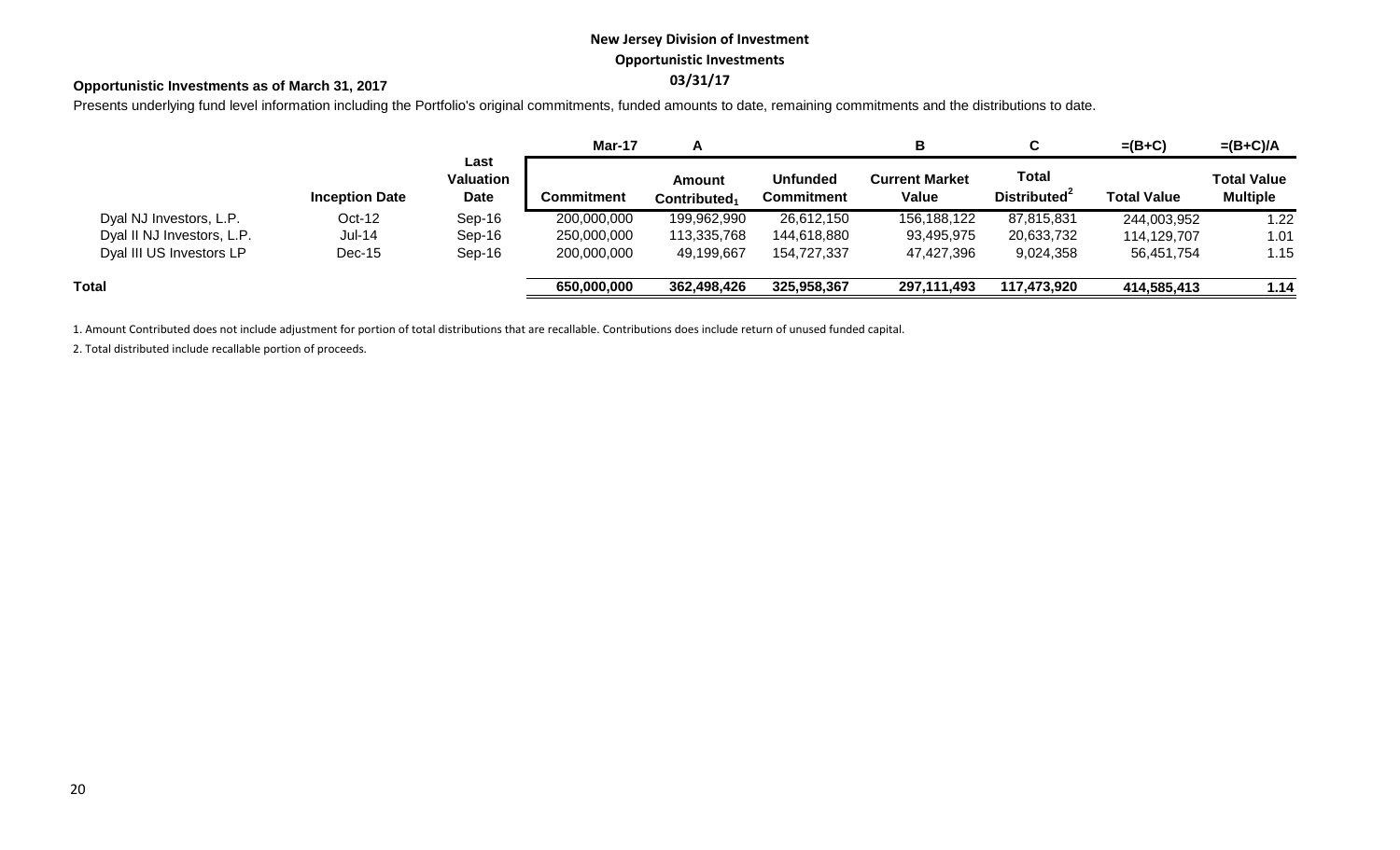**New Jersey Division of Investment**

**Opportunistic Investments**

**03/31/17**

**Opportunistic Investments as of March 31, 2017**

Presents underlying fund level information including the Portfolio's original commitments, funded amounts to date, remaining commitments and the distributions to date.

| | | | Mar-17 | A | | B | C | =(B+C) | =(B+C)/A |
|---|---|---|---|---|---|---|---|---|---|
| | Inception Date | Last Valuation Date | Commitment | Amount Contributed[1] | Unfunded Commitment | Current Market Value | Total Distributed[2] | Total Value | Total Value Multiple |
| Dyal NJ Investors, L.P. | Oct-12 | Sep-16 | 200,000,000 | 199,962,990 | 26,612,150 | 156,188,122 | 87,815,831 | 244,003,952 | 1.22 |
| Dyal II NJ Investors, L.P. | Jul-14 | Sep-16 | 250,000,000 | 113,335,768 | 144,618,880 | 93,495,975 | 20,633,732 | 114,129,707 | 1.01 |
| Dyal III US Investors LP | Dec-15 | Sep-16 | 200,000,000 | 49,199,667 | 154,727,337 | 47,427,396 | 9,024,358 | 56,451,754 | 1.15 |
| **Total** | | | **650,000,000** | **362,498,426** | **325,958,367** | **297,111,493** | **117,473,920** | **414,585,413** | **1.14** |

1. Amount Contributed does not include adjustment for portion of total distributions that are recallable. Contributions does include return of unused funded capital.

2. Total distributed include recallable portion of proceeds.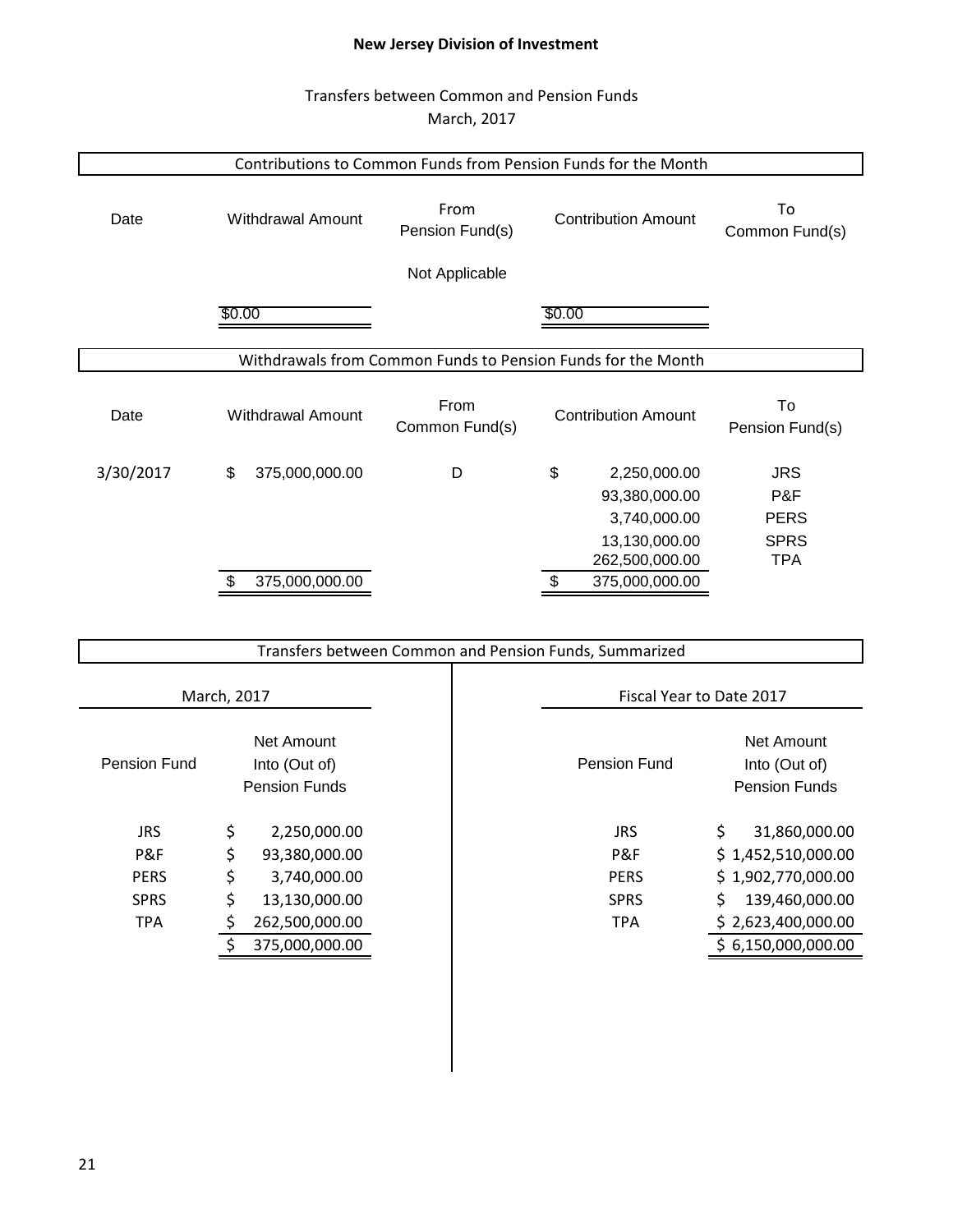**New Jersey Division of Investment**

Transfers between Common and Pension Funds
March, 2017

### Contributions to Common Funds from Pension Funds for the Month

| Date | Withdrawal Amount | From Pension Fund(s) | Contribution Amount | To Common Fund(s) |
|---|---|---|---|---|
| | | Not Applicable | | |
| | $0.00 | | $0.00 | |

### Withdrawals from Common Funds to Pension Funds for the Month

| Date | Withdrawal Amount | From Common Fund(s) | Contribution Amount | To Pension Fund(s) |
|---|---|---|---|---|
| 3/30/2017 | $ 375,000,000.00 | D | $ 2,250,000.00 | JRS |
| | | | 93,380,000.00 | P&F |
| | | | 3,740,000.00 | PERS |
| | | | 13,130,000.00 | SPRS |
| | | | 262,500,000.00 | TPA |
| | $ 375,000,000.00 | | $ 375,000,000.00 | |

### Transfers between Common and Pension Funds, Summarized

**March, 2017**

| Pension Fund | Net Amount Into (Out of) Pension Funds |
|---|---|
| JRS | $ 2,250,000.00 |
| P&F | $ 93,380,000.00 |
| PERS | $ 3,740,000.00 |
| SPRS | $ 13,130,000.00 |
| TPA | $ 262,500,000.00 |
| | $ 375,000,000.00 |

**Fiscal Year to Date 2017**

| Pension Fund | Net Amount Into (Out of) Pension Funds |
|---|---|
| JRS | $ 31,860,000.00 |
| P&F | $ 1,452,510,000.00 |
| PERS | $ 1,902,770,000.00 |
| SPRS | $ 139,460,000.00 |
| TPA | $ 2,623,400,000.00 |
| | $ 6,150,000,000.00 |